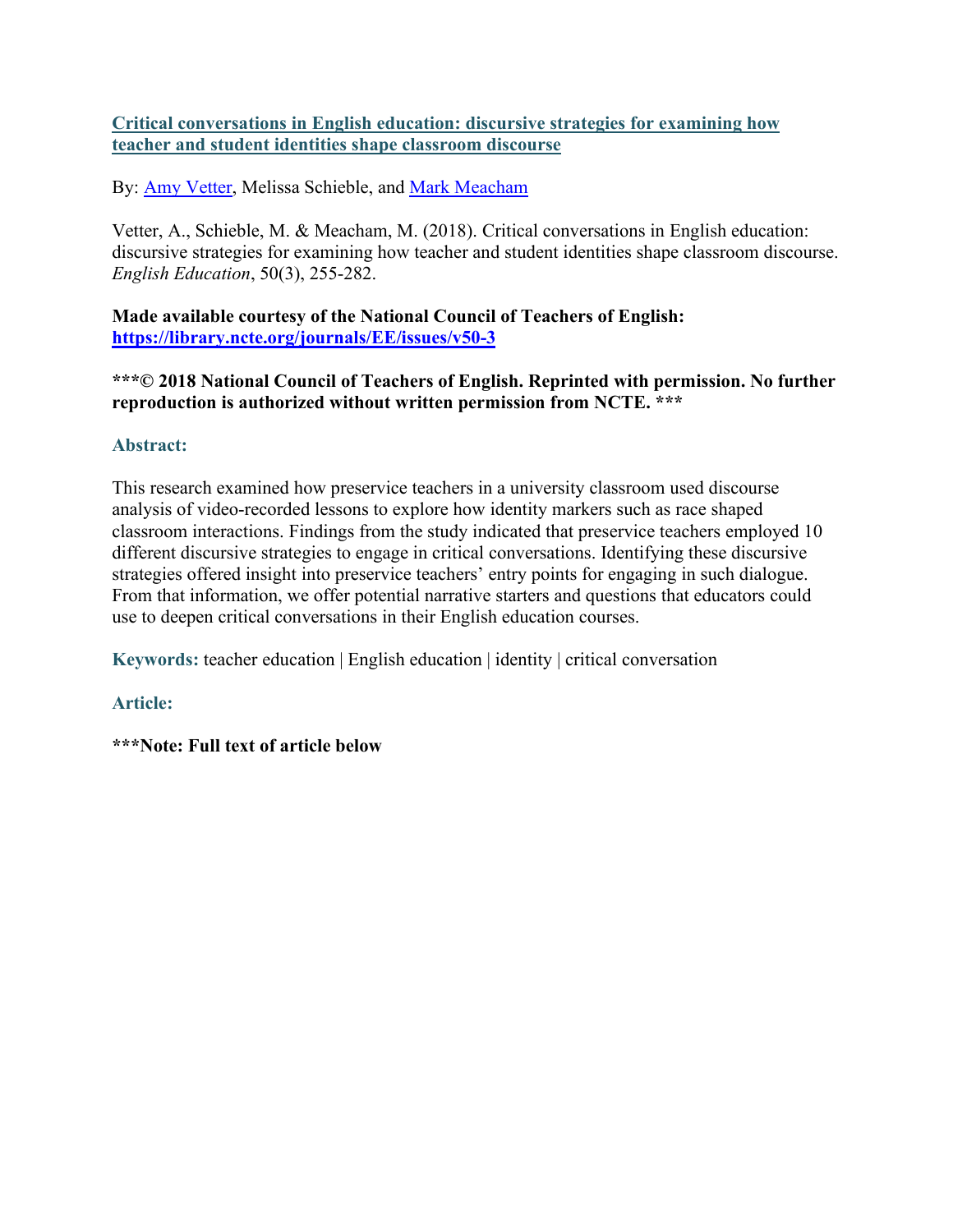**[Critical conversations in English education: discursive strategies for examining how teacher and student identities shape classroom discourse](#)**

By: [Amy Vetter](#), Melissa Schieble, and [Mark Meacham](#)

Vetter, A., Schieble, M. & Meacham, M. (2018). Critical conversations in English education: discursive strategies for examining how teacher and student identities shape classroom discourse. *English Education*, 50(3), 255-282.

**Made available courtesy of the National Council of Teachers of English: [https://library.ncte.org/journals/EE/issues/v50-3](https://library.ncte.org/journals/EE/issues/v50-3)**

**\*\*\*© 2018 National Council of Teachers of English. Reprinted with permission. No further reproduction is authorized without written permission from NCTE. \*\*\***

**Abstract:**

This research examined how preservice teachers in a university classroom used discourse analysis of video-recorded lessons to explore how identity markers such as race shaped classroom interactions. Findings from the study indicated that preservice teachers employed 10 different discursive strategies to engage in critical conversations. Identifying these discursive strategies offered insight into preservice teachers' entry points for engaging in such dialogue. From that information, we offer potential narrative starters and questions that educators could use to deepen critical conversations in their English education courses.

**Keywords:** teacher education | English education | identity | critical conversation

**Article:**

**\*\*\*Note: Full text of article below**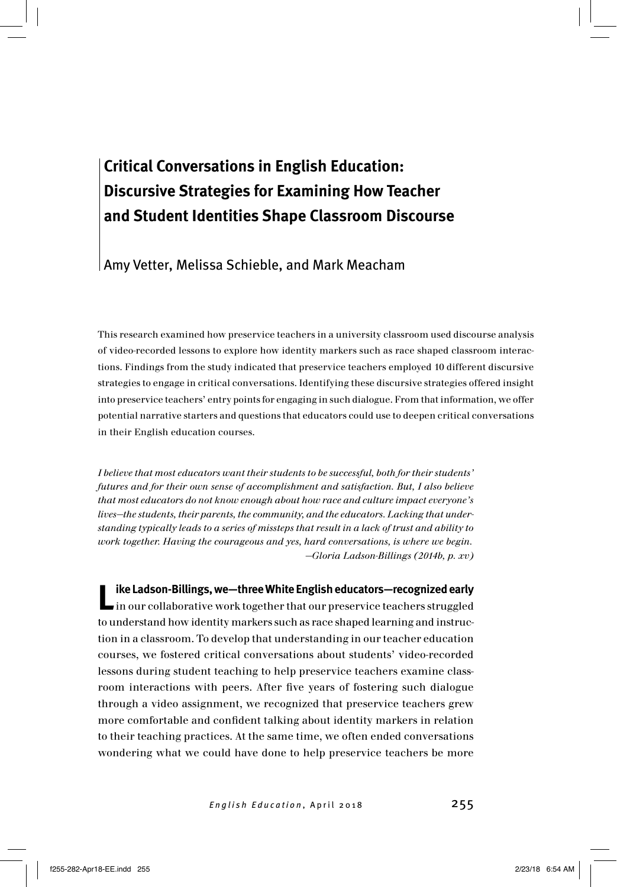# Critical Conversations in English Education: Discursive Strategies for Examining How Teacher and Student Identities Shape Classroom Discourse

Amy Vetter, Melissa Schieble, and Mark Meacham

This research examined how preservice teachers in a university classroom used discourse analysis of video-recorded lessons to explore how identity markers such as race shaped classroom interactions. Findings from the study indicated that preservice teachers employed 10 different discursive strategies to engage in critical conversations. Identifying these discursive strategies offered insight into preservice teachers' entry points for engaging in such dialogue. From that information, we offer potential narrative starters and questions that educators could use to deepen critical conversations in their English education courses.

*I believe that most educators want their students to be successful, both for their students' futures and for their own sense of accomplishment and satisfaction. But, I also believe that most educators do not know enough about how race and culture impact everyone's lives—the students, their parents, the community, and the educators. Lacking that understanding typically leads to a series of missteps that result in a lack of trust and ability to work together. Having the courageous and yes, hard conversations, is where we begin.*
*—Gloria Ladson-Billings (2014b, p. xv)*

**Like Ladson-Billings, we—three White English educators—recognized early** in our collaborative work together that our preservice teachers struggled to understand how identity markers such as race shaped learning and instruction in a classroom. To develop that understanding in our teacher education courses, we fostered critical conversations about students' video-recorded lessons during student teaching to help preservice teachers examine classroom interactions with peers. After five years of fostering such dialogue through a video assignment, we recognized that preservice teachers grew more comfortable and confident talking about identity markers in relation to their teaching practices. At the same time, we often ended conversations wondering what we could have done to help preservice teachers be more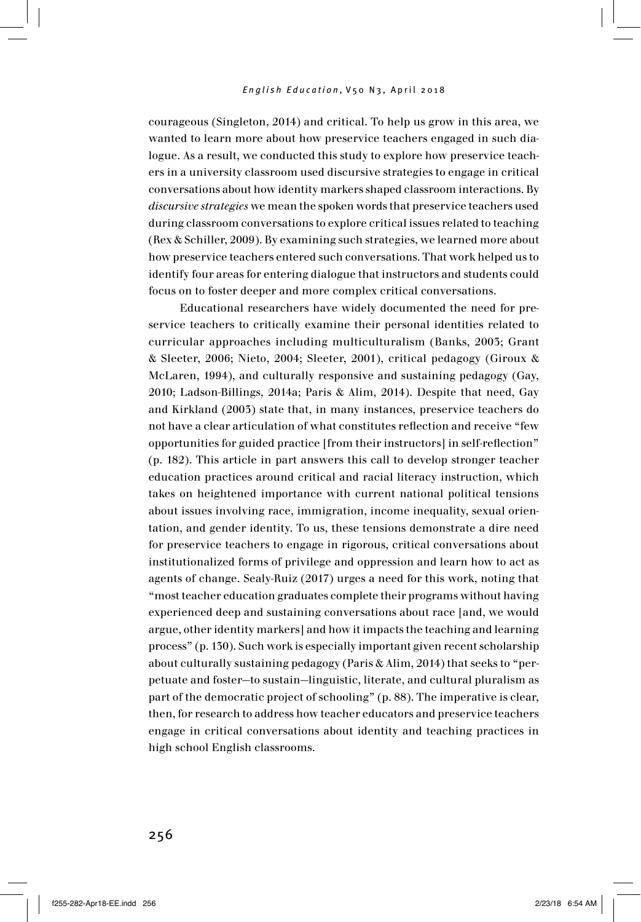courageous (Singleton, 2014) and critical. To help us grow in this area, we wanted to learn more about how preservice teachers engaged in such dialogue. As a result, we conducted this study to explore how preservice teachers in a university classroom used discursive strategies to engage in critical conversations about how identity markers shaped classroom interactions. By *discursive strategies* we mean the spoken words that preservice teachers used during classroom conversations to explore critical issues related to teaching (Rex & Schiller, 2009). By examining such strategies, we learned more about how preservice teachers entered such conversations. That work helped us to identify four areas for entering dialogue that instructors and students could focus on to foster deeper and more complex critical conversations.

Educational researchers have widely documented the need for preservice teachers to critically examine their personal identities related to curricular approaches including multiculturalism (Banks, 2003; Grant & Sleeter, 2006; Nieto, 2004; Sleeter, 2001), critical pedagogy (Giroux & McLaren, 1994), and culturally responsive and sustaining pedagogy (Gay, 2010; Ladson-Billings, 2014a; Paris & Alim, 2014). Despite that need, Gay and Kirkland (2003) state that, in many instances, preservice teachers do not have a clear articulation of what constitutes reflection and receive "few opportunities for guided practice [from their instructors] in self-reflection" (p. 182). This article in part answers this call to develop stronger teacher education practices around critical and racial literacy instruction, which takes on heightened importance with current national political tensions about issues involving race, immigration, income inequality, sexual orientation, and gender identity. To us, these tensions demonstrate a dire need for preservice teachers to engage in rigorous, critical conversations about institutionalized forms of privilege and oppression and learn how to act as agents of change. Sealy-Ruiz (2017) urges a need for this work, noting that "most teacher education graduates complete their programs without having experienced deep and sustaining conversations about race [and, we would argue, other identity markers] and how it impacts the teaching and learning process" (p. 130). Such work is especially important given recent scholarship about culturally sustaining pedagogy (Paris & Alim, 2014) that seeks to "perpetuate and foster—to sustain—linguistic, literate, and cultural pluralism as part of the democratic project of schooling" (p. 88). The imperative is clear, then, for research to address how teacher educators and preservice teachers engage in critical conversations about identity and teaching practices in high school English classrooms.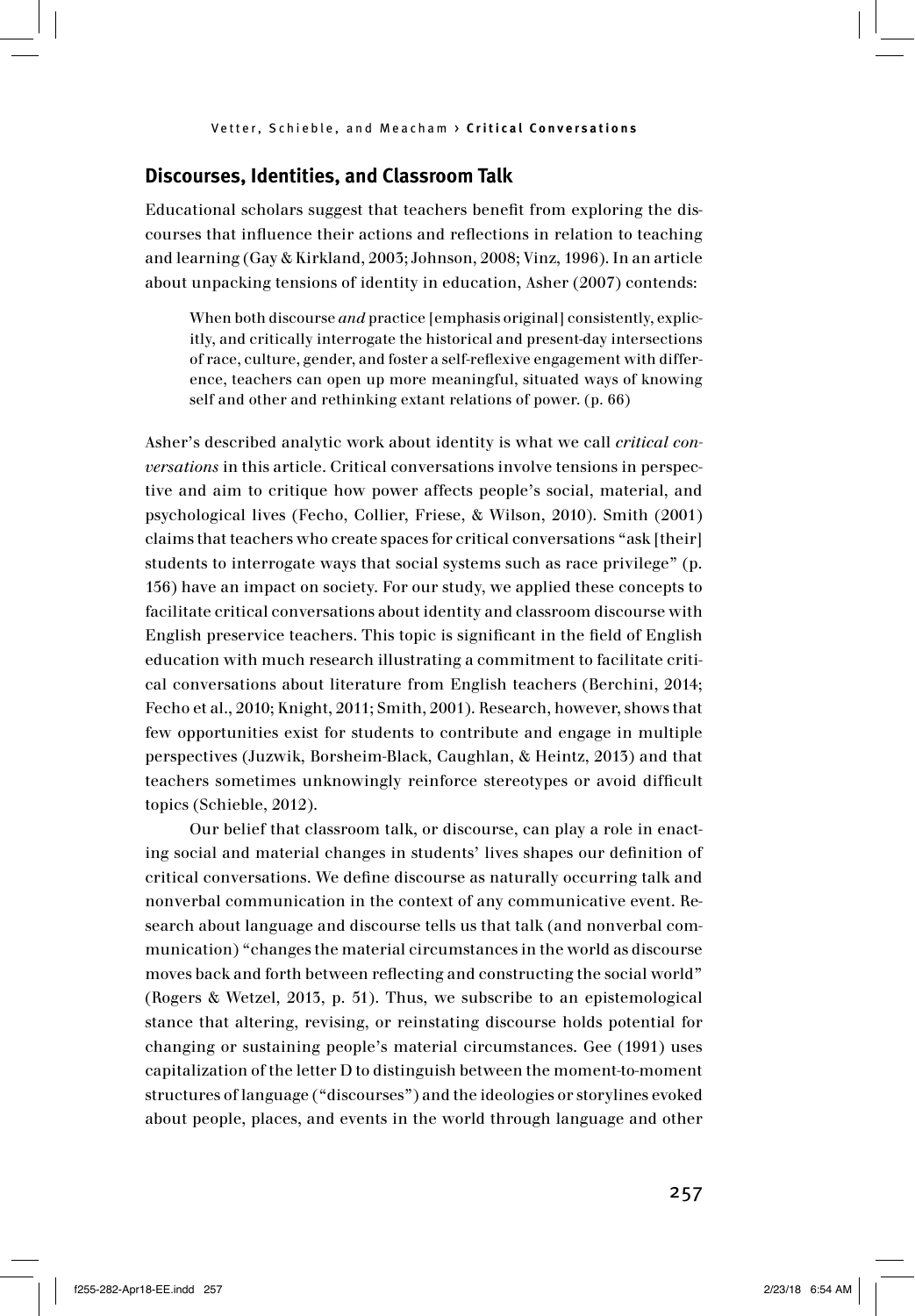## Discourses, Identities, and Classroom Talk

Educational scholars suggest that teachers benefit from exploring the discourses that influence their actions and reflections in relation to teaching and learning (Gay & Kirkland, 2003; Johnson, 2008; Vinz, 1996). In an article about unpacking tensions of identity in education, Asher (2007) contends:

> When both discourse *and* practice [emphasis original] consistently, explicitly, and critically interrogate the historical and present-day intersections of race, culture, gender, and foster a self-reflexive engagement with difference, teachers can open up more meaningful, situated ways of knowing self and other and rethinking extant relations of power. (p. 66)

Asher's described analytic work about identity is what we call *critical conversations* in this article. Critical conversations involve tensions in perspective and aim to critique how power affects people's social, material, and psychological lives (Fecho, Collier, Friese, & Wilson, 2010). Smith (2001) claims that teachers who create spaces for critical conversations "ask [their] students to interrogate ways that social systems such as race privilege" (p. 156) have an impact on society. For our study, we applied these concepts to facilitate critical conversations about identity and classroom discourse with English preservice teachers. This topic is significant in the field of English education with much research illustrating a commitment to facilitate critical conversations about literature from English teachers (Berchini, 2014; Fecho et al., 2010; Knight, 2011; Smith, 2001). Research, however, shows that few opportunities exist for students to contribute and engage in multiple perspectives (Juzwik, Borsheim-Black, Caughlan, & Heintz, 2013) and that teachers sometimes unknowingly reinforce stereotypes or avoid difficult topics (Schieble, 2012).

Our belief that classroom talk, or discourse, can play a role in enacting social and material changes in students' lives shapes our definition of critical conversations. We define discourse as naturally occurring talk and nonverbal communication in the context of any communicative event. Research about language and discourse tells us that talk (and nonverbal communication) "changes the material circumstances in the world as discourse moves back and forth between reflecting and constructing the social world" (Rogers & Wetzel, 2013, p. 51). Thus, we subscribe to an epistemological stance that altering, revising, or reinstating discourse holds potential for changing or sustaining people's material circumstances. Gee (1991) uses capitalization of the letter D to distinguish between the moment-to-moment structures of language ("discourses") and the ideologies or storylines evoked about people, places, and events in the world through language and other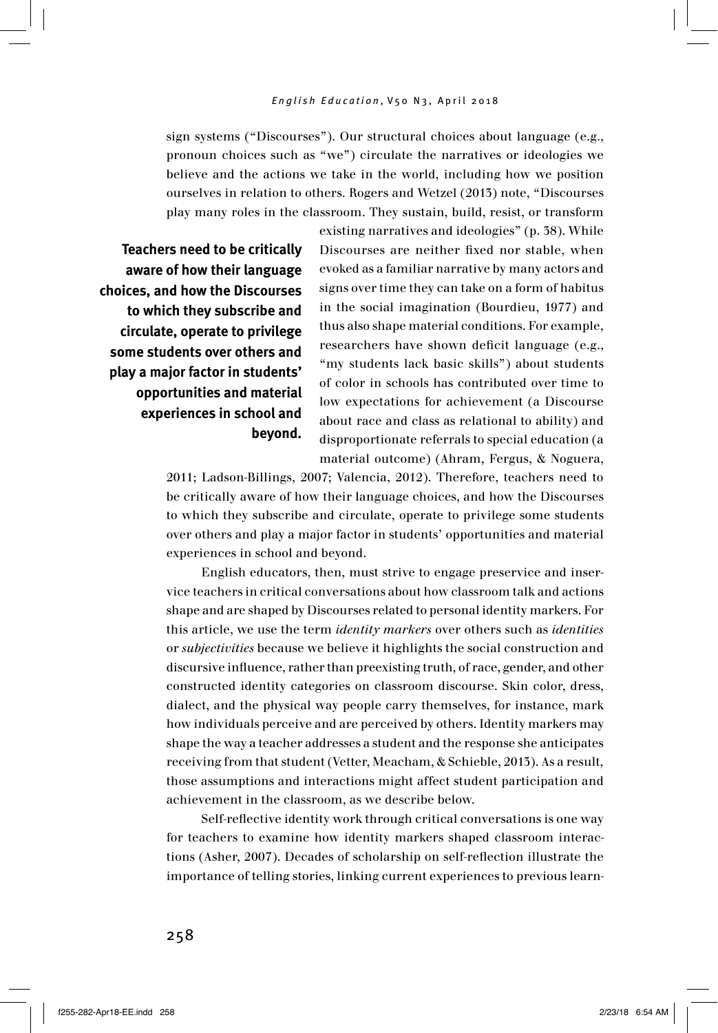sign systems ("Discourses"). Our structural choices about language (e.g., pronoun choices such as "we") circulate the narratives or ideologies we believe and the actions we take in the world, including how we position ourselves in relation to others. Rogers and Wetzel (2013) note, "Discourses play many roles in the classroom. They sustain, build, resist, or transform existing narratives and ideologies" (p. 38). While Discourses are neither fixed nor stable, when evoked as a familiar narrative by many actors and signs over time they can take on a form of habitus in the social imagination (Bourdieu, 1977) and thus also shape material conditions. For example, researchers have shown deficit language (e.g., "my students lack basic skills") about students of color in schools has contributed over time to low expectations for achievement (a Discourse about race and class as relational to ability) and disproportionate referrals to special education (a material outcome) (Ahram, Fergus, & Noguera, 2011; Ladson-Billings, 2007; Valencia, 2012). Therefore, teachers need to be critically aware of how their language choices, and how the Discourses to which they subscribe and circulate, operate to privilege some students over others and play a major factor in students' opportunities and material experiences in school and beyond.

**Teachers need to be critically aware of how their language choices, and how the Discourses to which they subscribe and circulate, operate to privilege some students over others and play a major factor in students' opportunities and material experiences in school and beyond.**

English educators, then, must strive to engage preservice and inservice teachers in critical conversations about how classroom talk and actions shape and are shaped by Discourses related to personal identity markers. For this article, we use the term *identity markers* over others such as *identities* or *subjectivities* because we believe it highlights the social construction and discursive influence, rather than preexisting truth, of race, gender, and other constructed identity categories on classroom discourse. Skin color, dress, dialect, and the physical way people carry themselves, for instance, mark how individuals perceive and are perceived by others. Identity markers may shape the way a teacher addresses a student and the response she anticipates receiving from that student (Vetter, Meacham, & Schieble, 2013). As a result, those assumptions and interactions might affect student participation and achievement in the classroom, as we describe below.

Self-reflective identity work through critical conversations is one way for teachers to examine how identity markers shaped classroom interactions (Asher, 2007). Decades of scholarship on self-reflection illustrate the importance of telling stories, linking current experiences to previous learn-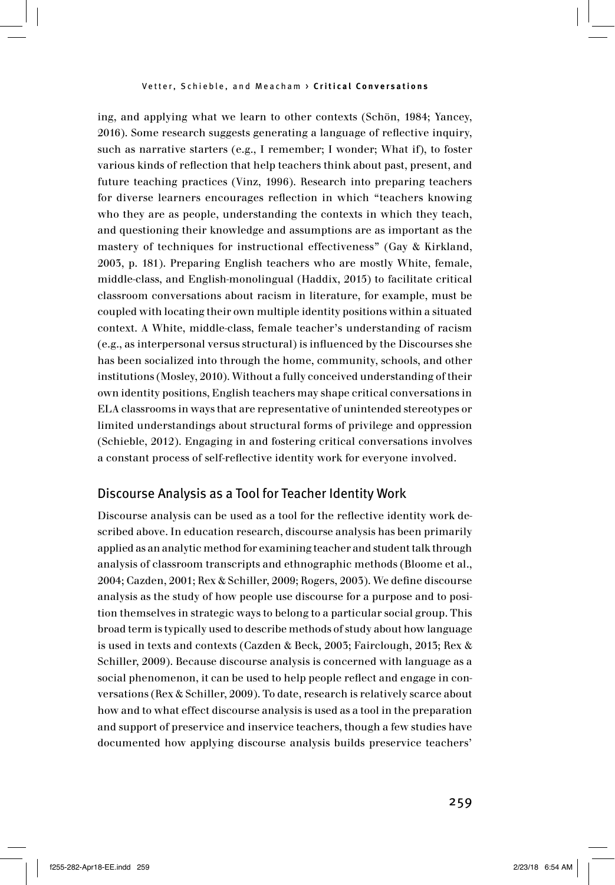ing, and applying what we learn to other contexts (Schön, 1984; Yancey, 2016). Some research suggests generating a language of reflective inquiry, such as narrative starters (e.g., I remember; I wonder; What if), to foster various kinds of reflection that help teachers think about past, present, and future teaching practices (Vinz, 1996). Research into preparing teachers for diverse learners encourages reflection in which "teachers knowing who they are as people, understanding the contexts in which they teach, and questioning their knowledge and assumptions are as important as the mastery of techniques for instructional effectiveness" (Gay & Kirkland, 2003, p. 181). Preparing English teachers who are mostly White, female, middle-class, and English-monolingual (Haddix, 2015) to facilitate critical classroom conversations about racism in literature, for example, must be coupled with locating their own multiple identity positions within a situated context. A White, middle-class, female teacher's understanding of racism (e.g., as interpersonal versus structural) is influenced by the Discourses she has been socialized into through the home, community, schools, and other institutions (Mosley, 2010). Without a fully conceived understanding of their own identity positions, English teachers may shape critical conversations in ELA classrooms in ways that are representative of unintended stereotypes or limited understandings about structural forms of privilege and oppression (Schieble, 2012). Engaging in and fostering critical conversations involves a constant process of self-reflective identity work for everyone involved.

## Discourse Analysis as a Tool for Teacher Identity Work

Discourse analysis can be used as a tool for the reflective identity work described above. In education research, discourse analysis has been primarily applied as an analytic method for examining teacher and student talk through analysis of classroom transcripts and ethnographic methods (Bloome et al., 2004; Cazden, 2001; Rex & Schiller, 2009; Rogers, 2003). We define discourse analysis as the study of how people use discourse for a purpose and to position themselves in strategic ways to belong to a particular social group. This broad term is typically used to describe methods of study about how language is used in texts and contexts (Cazden & Beck, 2003; Fairclough, 2013; Rex & Schiller, 2009). Because discourse analysis is concerned with language as a social phenomenon, it can be used to help people reflect and engage in conversations (Rex & Schiller, 2009). To date, research is relatively scarce about how and to what effect discourse analysis is used as a tool in the preparation and support of preservice and inservice teachers, though a few studies have documented how applying discourse analysis builds preservice teachers'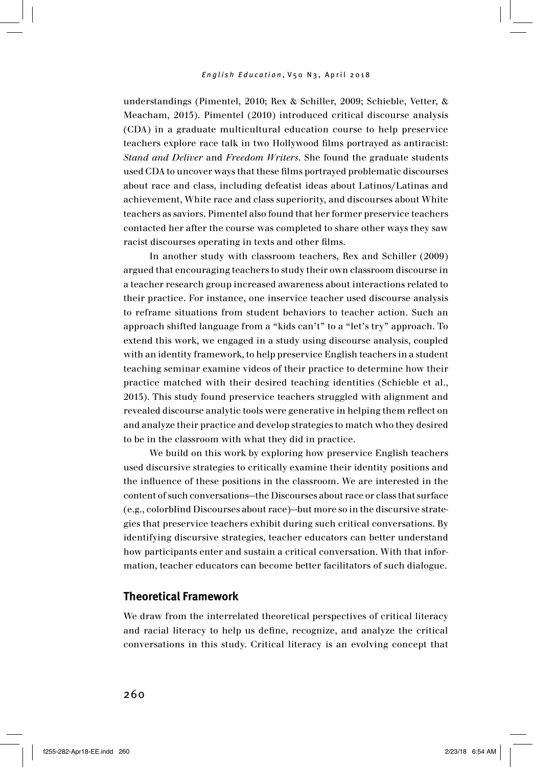understandings (Pimentel, 2010; Rex & Schiller, 2009; Schieble, Vetter, & Meacham, 2015). Pimentel (2010) introduced critical discourse analysis (CDA) in a graduate multicultural education course to help preservice teachers explore race talk in two Hollywood films portrayed as antiracist: *Stand and Deliver* and *Freedom Writers*. She found the graduate students used CDA to uncover ways that these films portrayed problematic discourses about race and class, including defeatist ideas about Latinos/Latinas and achievement, White race and class superiority, and discourses about White teachers as saviors. Pimentel also found that her former preservice teachers contacted her after the course was completed to share other ways they saw racist discourses operating in texts and other films.

In another study with classroom teachers, Rex and Schiller (2009) argued that encouraging teachers to study their own classroom discourse in a teacher research group increased awareness about interactions related to their practice. For instance, one inservice teacher used discourse analysis to reframe situations from student behaviors to teacher action. Such an approach shifted language from a "kids can't" to a "let's try" approach. To extend this work, we engaged in a study using discourse analysis, coupled with an identity framework, to help preservice English teachers in a student teaching seminar examine videos of their practice to determine how their practice matched with their desired teaching identities (Schieble et al., 2015). This study found preservice teachers struggled with alignment and revealed discourse analytic tools were generative in helping them reflect on and analyze their practice and develop strategies to match who they desired to be in the classroom with what they did in practice.

We build on this work by exploring how preservice English teachers used discursive strategies to critically examine their identity positions and the influence of these positions in the classroom. We are interested in the content of such conversations—the Discourses about race or class that surface (e.g., colorblind Discourses about race)—but more so in the discursive strategies that preservice teachers exhibit during such critical conversations. By identifying discursive strategies, teacher educators can better understand how participants enter and sustain a critical conversation. With that information, teacher educators can become better facilitators of such dialogue.

## Theoretical Framework

We draw from the interrelated theoretical perspectives of critical literacy and racial literacy to help us define, recognize, and analyze the critical conversations in this study. Critical literacy is an evolving concept that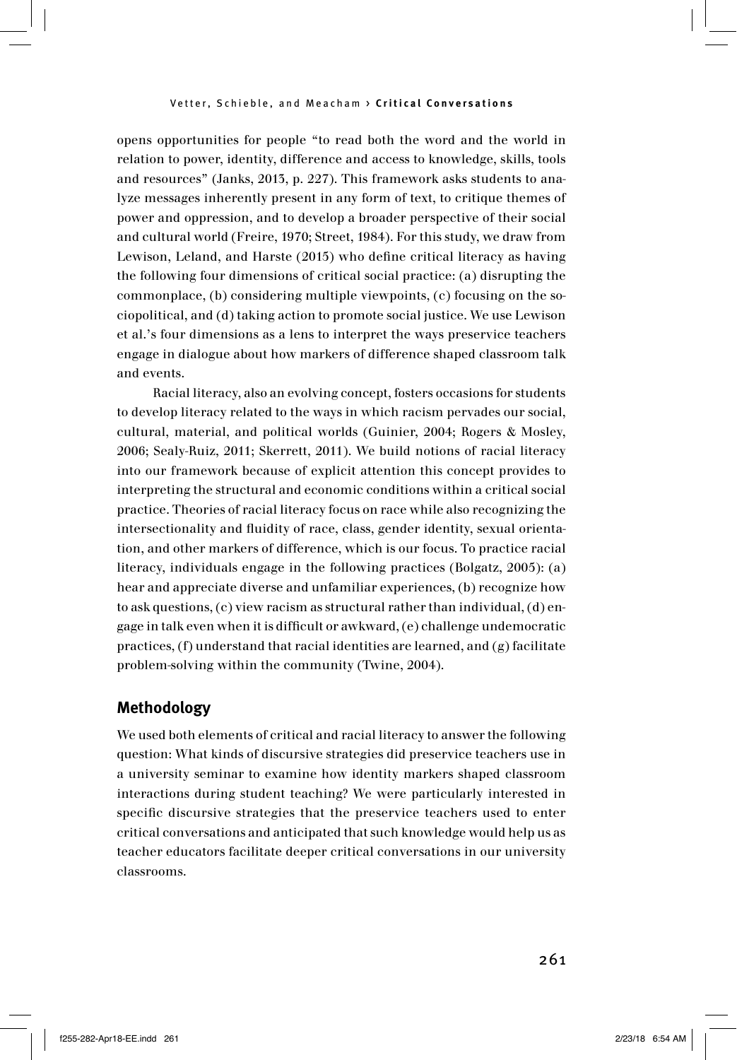opens opportunities for people "to read both the word and the world in relation to power, identity, difference and access to knowledge, skills, tools and resources" (Janks, 2013, p. 227). This framework asks students to analyze messages inherently present in any form of text, to critique themes of power and oppression, and to develop a broader perspective of their social and cultural world (Freire, 1970; Street, 1984). For this study, we draw from Lewison, Leland, and Harste (2015) who define critical literacy as having the following four dimensions of critical social practice: (a) disrupting the commonplace, (b) considering multiple viewpoints, (c) focusing on the sociopolitical, and (d) taking action to promote social justice. We use Lewison et al.'s four dimensions as a lens to interpret the ways preservice teachers engage in dialogue about how markers of difference shaped classroom talk and events.

Racial literacy, also an evolving concept, fosters occasions for students to develop literacy related to the ways in which racism pervades our social, cultural, material, and political worlds (Guinier, 2004; Rogers & Mosley, 2006; Sealy-Ruiz, 2011; Skerrett, 2011). We build notions of racial literacy into our framework because of explicit attention this concept provides to interpreting the structural and economic conditions within a critical social practice. Theories of racial literacy focus on race while also recognizing the intersectionality and fluidity of race, class, gender identity, sexual orientation, and other markers of difference, which is our focus. To practice racial literacy, individuals engage in the following practices (Bolgatz, 2005): (a) hear and appreciate diverse and unfamiliar experiences, (b) recognize how to ask questions, (c) view racism as structural rather than individual, (d) engage in talk even when it is difficult or awkward, (e) challenge undemocratic practices, (f) understand that racial identities are learned, and (g) facilitate problem-solving within the community (Twine, 2004).

## Methodology

We used both elements of critical and racial literacy to answer the following question: What kinds of discursive strategies did preservice teachers use in a university seminar to examine how identity markers shaped classroom interactions during student teaching? We were particularly interested in specific discursive strategies that the preservice teachers used to enter critical conversations and anticipated that such knowledge would help us as teacher educators facilitate deeper critical conversations in our university classrooms.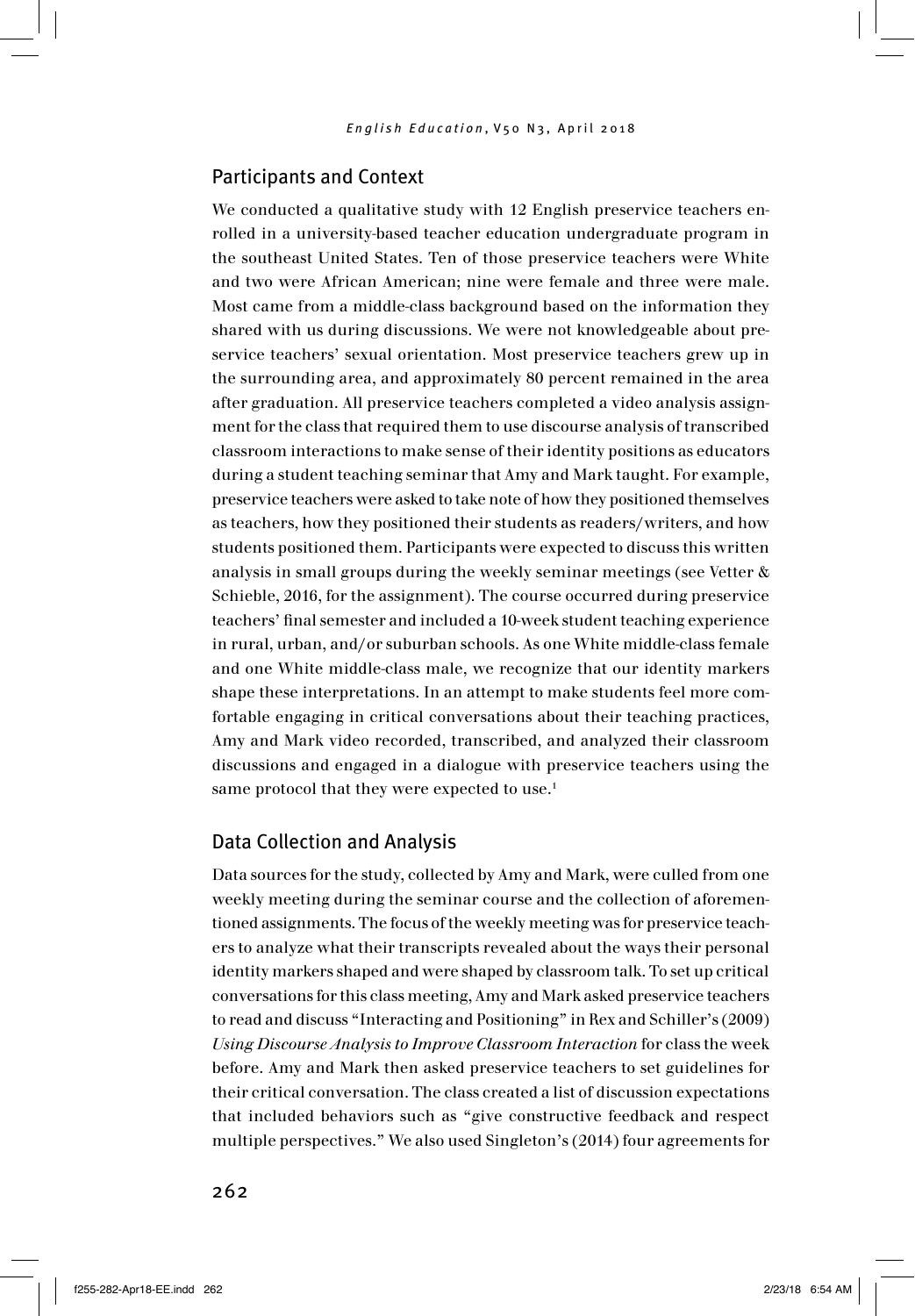## Participants and Context

We conducted a qualitative study with 12 English preservice teachers enrolled in a university-based teacher education undergraduate program in the southeast United States. Ten of those preservice teachers were White and two were African American; nine were female and three were male. Most came from a middle-class background based on the information they shared with us during discussions. We were not knowledgeable about preservice teachers' sexual orientation. Most preservice teachers grew up in the surrounding area, and approximately 80 percent remained in the area after graduation. All preservice teachers completed a video analysis assignment for the class that required them to use discourse analysis of transcribed classroom interactions to make sense of their identity positions as educators during a student teaching seminar that Amy and Mark taught. For example, preservice teachers were asked to take note of how they positioned themselves as teachers, how they positioned their students as readers/writers, and how students positioned them. Participants were expected to discuss this written analysis in small groups during the weekly seminar meetings (see Vetter & Schieble, 2016, for the assignment). The course occurred during preservice teachers' final semester and included a 10-week student teaching experience in rural, urban, and/or suburban schools. As one White middle-class female and one White middle-class male, we recognize that our identity markers shape these interpretations. In an attempt to make students feel more comfortable engaging in critical conversations about their teaching practices, Amy and Mark video recorded, transcribed, and analyzed their classroom discussions and engaged in a dialogue with preservice teachers using the same protocol that they were expected to use.[1]

## Data Collection and Analysis

Data sources for the study, collected by Amy and Mark, were culled from one weekly meeting during the seminar course and the collection of aforementioned assignments. The focus of the weekly meeting was for preservice teachers to analyze what their transcripts revealed about the ways their personal identity markers shaped and were shaped by classroom talk. To set up critical conversations for this class meeting, Amy and Mark asked preservice teachers to read and discuss "Interacting and Positioning" in Rex and Schiller's (2009) *Using Discourse Analysis to Improve Classroom Interaction* for class the week before. Amy and Mark then asked preservice teachers to set guidelines for their critical conversation. The class created a list of discussion expectations that included behaviors such as "give constructive feedback and respect multiple perspectives." We also used Singleton's (2014) four agreements for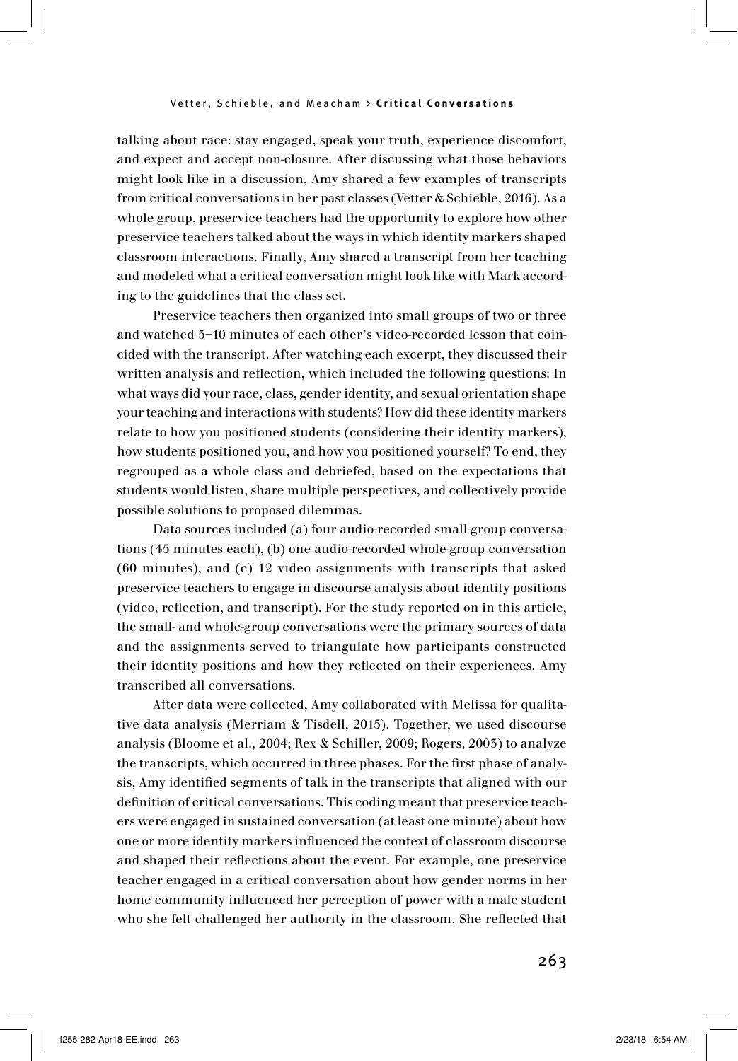talking about race: stay engaged, speak your truth, experience discomfort, and expect and accept non-closure. After discussing what those behaviors might look like in a discussion, Amy shared a few examples of transcripts from critical conversations in her past classes (Vetter & Schieble, 2016). As a whole group, preservice teachers had the opportunity to explore how other preservice teachers talked about the ways in which identity markers shaped classroom interactions. Finally, Amy shared a transcript from her teaching and modeled what a critical conversation might look like with Mark according to the guidelines that the class set.

Preservice teachers then organized into small groups of two or three and watched 5–10 minutes of each other's video-recorded lesson that coincided with the transcript. After watching each excerpt, they discussed their written analysis and reflection, which included the following questions: In what ways did your race, class, gender identity, and sexual orientation shape your teaching and interactions with students? How did these identity markers relate to how you positioned students (considering their identity markers), how students positioned you, and how you positioned yourself? To end, they regrouped as a whole class and debriefed, based on the expectations that students would listen, share multiple perspectives, and collectively provide possible solutions to proposed dilemmas.

Data sources included (a) four audio-recorded small-group conversations (45 minutes each), (b) one audio-recorded whole-group conversation (60 minutes), and (c) 12 video assignments with transcripts that asked preservice teachers to engage in discourse analysis about identity positions (video, reflection, and transcript). For the study reported on in this article, the small- and whole-group conversations were the primary sources of data and the assignments served to triangulate how participants constructed their identity positions and how they reflected on their experiences. Amy transcribed all conversations.

After data were collected, Amy collaborated with Melissa for qualitative data analysis (Merriam & Tisdell, 2015). Together, we used discourse analysis (Bloome et al., 2004; Rex & Schiller, 2009; Rogers, 2003) to analyze the transcripts, which occurred in three phases. For the first phase of analysis, Amy identified segments of talk in the transcripts that aligned with our definition of critical conversations. This coding meant that preservice teachers were engaged in sustained conversation (at least one minute) about how one or more identity markers influenced the context of classroom discourse and shaped their reflections about the event. For example, one preservice teacher engaged in a critical conversation about how gender norms in her home community influenced her perception of power with a male student who she felt challenged her authority in the classroom. She reflected that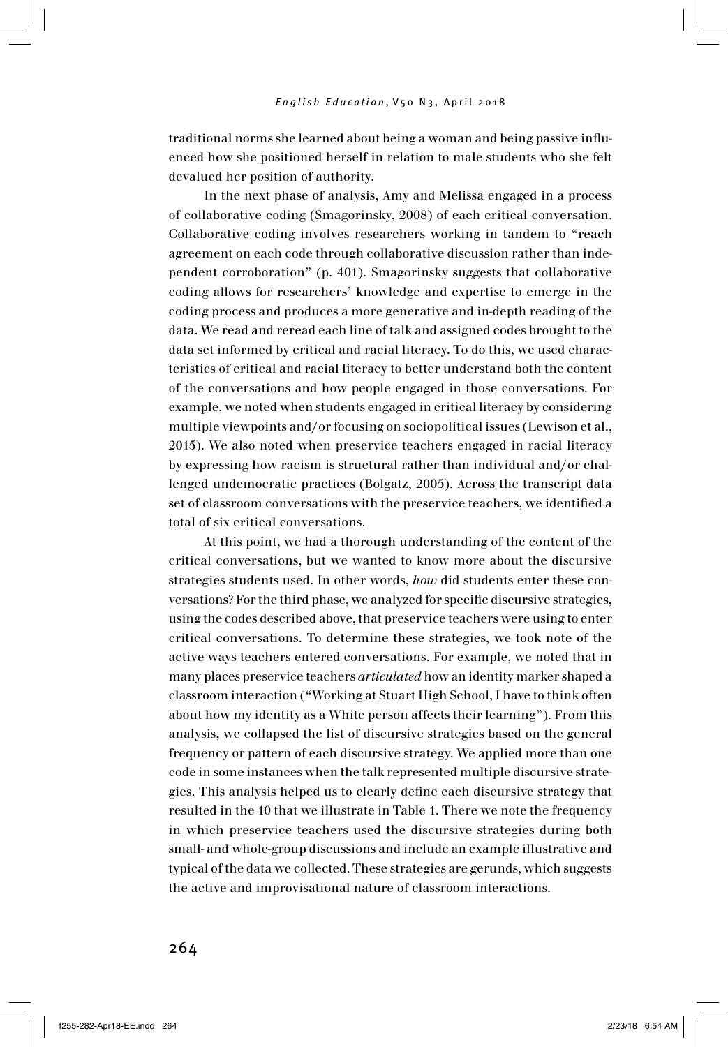traditional norms she learned about being a woman and being passive influenced how she positioned herself in relation to male students who she felt devalued her position of authority.

In the next phase of analysis, Amy and Melissa engaged in a process of collaborative coding (Smagorinsky, 2008) of each critical conversation. Collaborative coding involves researchers working in tandem to "reach agreement on each code through collaborative discussion rather than independent corroboration" (p. 401). Smagorinsky suggests that collaborative coding allows for researchers' knowledge and expertise to emerge in the coding process and produces a more generative and in-depth reading of the data. We read and reread each line of talk and assigned codes brought to the data set informed by critical and racial literacy. To do this, we used characteristics of critical and racial literacy to better understand both the content of the conversations and how people engaged in those conversations. For example, we noted when students engaged in critical literacy by considering multiple viewpoints and/or focusing on sociopolitical issues (Lewison et al., 2015). We also noted when preservice teachers engaged in racial literacy by expressing how racism is structural rather than individual and/or challenged undemocratic practices (Bolgatz, 2005). Across the transcript data set of classroom conversations with the preservice teachers, we identified a total of six critical conversations.

At this point, we had a thorough understanding of the content of the critical conversations, but we wanted to know more about the discursive strategies students used. In other words, *how* did students enter these conversations? For the third phase, we analyzed for specific discursive strategies, using the codes described above, that preservice teachers were using to enter critical conversations. To determine these strategies, we took note of the active ways teachers entered conversations. For example, we noted that in many places preservice teachers *articulated* how an identity marker shaped a classroom interaction ("Working at Stuart High School, I have to think often about how my identity as a White person affects their learning"). From this analysis, we collapsed the list of discursive strategies based on the general frequency or pattern of each discursive strategy. We applied more than one code in some instances when the talk represented multiple discursive strategies. This analysis helped us to clearly define each discursive strategy that resulted in the 10 that we illustrate in Table 1. There we note the frequency in which preservice teachers used the discursive strategies during both small- and whole-group discussions and include an example illustrative and typical of the data we collected. These strategies are gerunds, which suggests the active and improvisational nature of classroom interactions.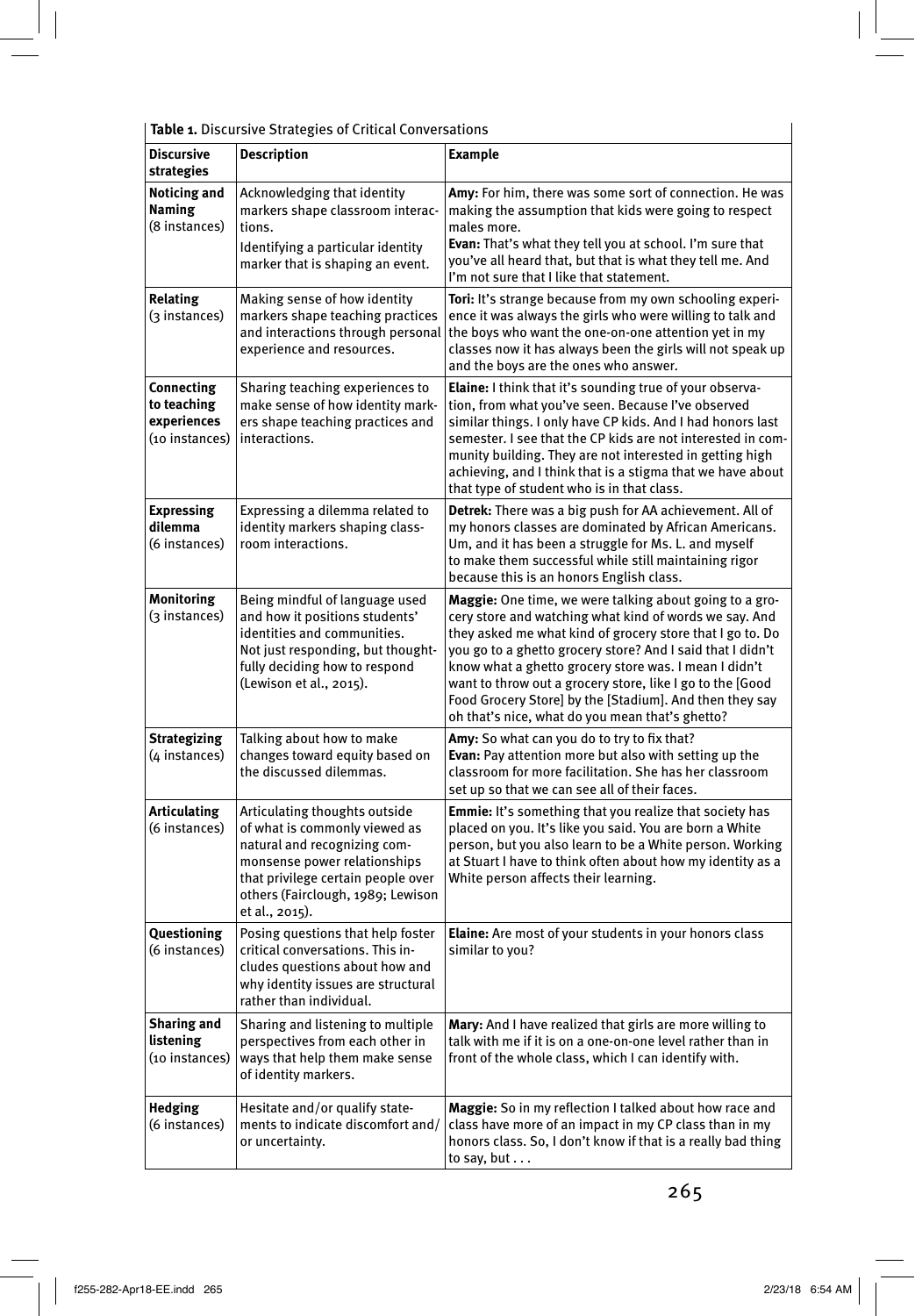**Table 1.** Discursive Strategies of Critical Conversations

| Discursive strategies | Description | Example |
|---|---|---|
| **Noticing and Naming** (8 instances) | Acknowledging that identity markers shape classroom interactions. Identifying a particular identity marker that is shaping an event. | **Amy:** For him, there was some sort of connection. He was making the assumption that kids were going to respect males more. **Evan:** That's what they tell you at school. I'm sure that you've all heard that, but that is what they tell me. And I'm not sure that I like that statement. |
| **Relating** (3 instances) | Making sense of how identity markers shape teaching practices and interactions through personal experience and resources. | **Tori:** It's strange because from my own schooling experience it was always the girls who were willing to talk and the boys who want the one-on-one attention yet in my classes now it has always been the girls will not speak up and the boys are the ones who answer. |
| **Connecting to teaching experiences** (10 instances) | Sharing teaching experiences to make sense of how identity markers shape teaching practices and interactions. | **Elaine:** I think that it's sounding true of your observation, from what you've seen. Because I've observed similar things. I only have CP kids. And I had honors last semester. I see that the CP kids are not interested in community building. They are not interested in getting high achieving, and I think that is a stigma that we have about that type of student who is in that class. |
| **Expressing dilemma** (6 instances) | Expressing a dilemma related to identity markers shaping classroom interactions. | **Detrek:** There was a big push for AA achievement. All of my honors classes are dominated by African Americans. Um, and it has been a struggle for Ms. L. and myself to make them successful while still maintaining rigor because this is an honors English class. |
| **Monitoring** (3 instances) | Being mindful of language used and how it positions students' identities and communities. Not just responding, but thoughtfully deciding how to respond (Lewison et al., 2015). | **Maggie:** One time, we were talking about going to a grocery store and watching what kind of words we say. And they asked me what kind of grocery store that I go to. Do you go to a ghetto grocery store? And I said that I didn't know what a ghetto grocery store was. I mean I didn't want to throw out a grocery store, like I go to the [Good Food Grocery Store] by the [Stadium]. And then they say oh that's nice, what do you mean that's ghetto? |
| **Strategizing** (4 instances) | Talking about how to make changes toward equity based on the discussed dilemmas. | **Amy:** So what can you do to try to fix that? **Evan:** Pay attention more but also with setting up the classroom for more facilitation. She has her classroom set up so that we can see all of their faces. |
| **Articulating** (6 instances) | Articulating thoughts outside of what is commonly viewed as natural and recognizing commonsense power relationships that privilege certain people over others (Fairclough, 1989; Lewison et al., 2015). | **Emmie:** It's something that you realize that society has placed on you. It's like you said. You are born a White person, but you also learn to be a White person. Working at Stuart I have to think often about how my identity as a White person affects their learning. |
| **Questioning** (6 instances) | Posing questions that help foster critical conversations. This includes questions about how and why identity issues are structural rather than individual. | **Elaine:** Are most of your students in your honors class similar to you? |
| **Sharing and listening** (10 instances) | Sharing and listening to multiple perspectives from each other in ways that help them make sense of identity markers. | **Mary:** And I have realized that girls are more willing to talk with me if it is on a one-on-one level rather than in front of the whole class, which I can identify with. |
| **Hedging** (6 instances) | Hesitate and/or qualify statements to indicate discomfort and/or uncertainty. | **Maggie:** So in my reflection I talked about how race and class have more of an impact in my CP class than in my honors class. So, I don't know if that is a really bad thing to say, but . . . |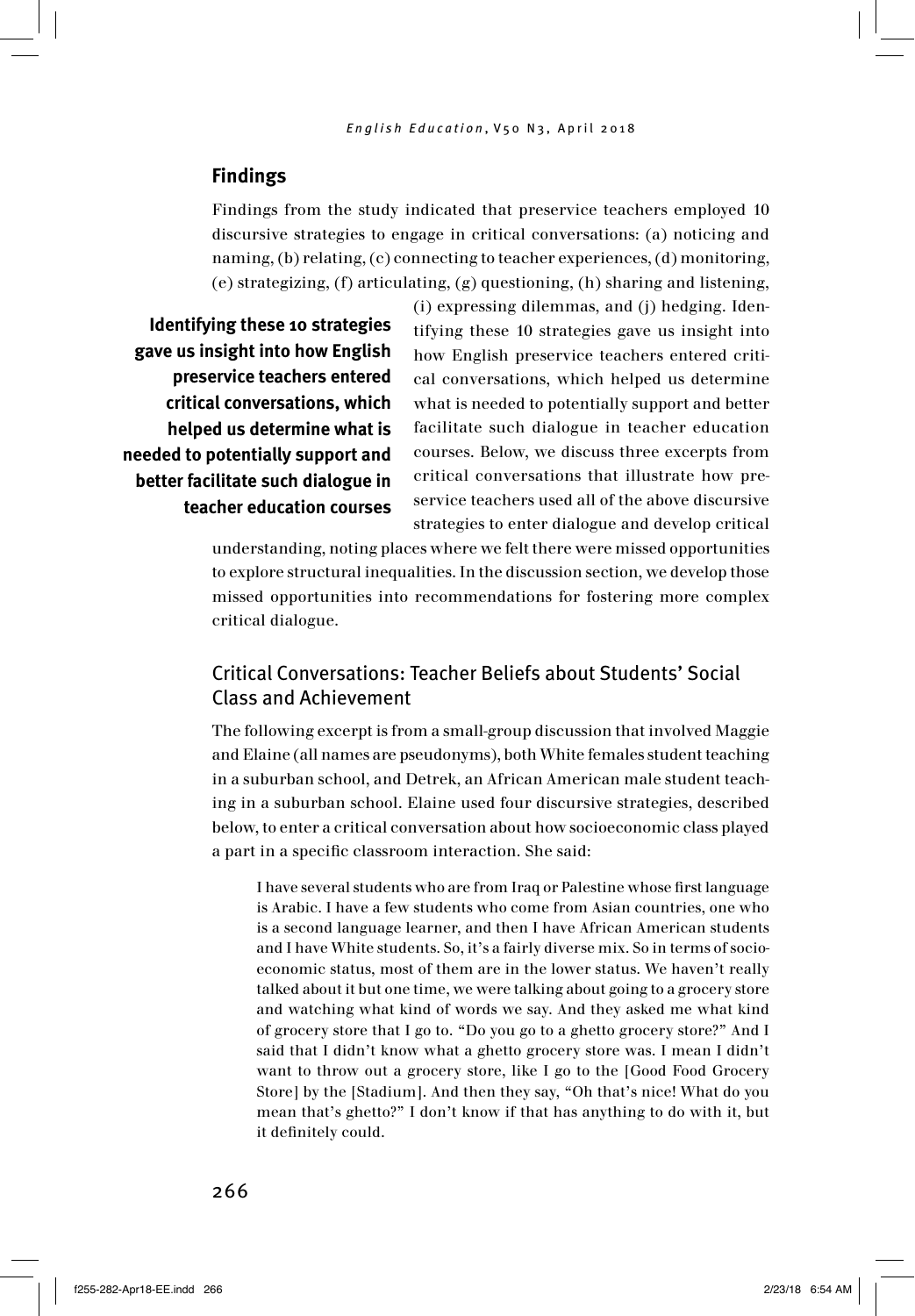## Findings

Findings from the study indicated that preservice teachers employed 10 discursive strategies to engage in critical conversations: (a) noticing and naming, (b) relating, (c) connecting to teacher experiences, (d) monitoring, (e) strategizing, (f) articulating, (g) questioning, (h) sharing and listening, (i) expressing dilemmas, and (j) hedging. Identifying these 10 strategies gave us insight into how English preservice teachers entered critical conversations, which helped us determine what is needed to potentially support and better facilitate such dialogue in teacher education courses. Below, we discuss three excerpts from critical conversations that illustrate how preservice teachers used all of the above discursive strategies to enter dialogue and develop critical understanding, noting places where we felt there were missed opportunities to explore structural inequalities. In the discussion section, we develop those missed opportunities into recommendations for fostering more complex critical dialogue.

**Identifying these 10 strategies gave us insight into how English preservice teachers entered critical conversations, which helped us determine what is needed to potentially support and better facilitate such dialogue in teacher education courses**

### Critical Conversations: Teacher Beliefs about Students' Social Class and Achievement

The following excerpt is from a small-group discussion that involved Maggie and Elaine (all names are pseudonyms), both White females student teaching in a suburban school, and Detrek, an African American male student teaching in a suburban school. Elaine used four discursive strategies, described below, to enter a critical conversation about how socioeconomic class played a part in a specific classroom interaction. She said:

> I have several students who are from Iraq or Palestine whose first language is Arabic. I have a few students who come from Asian countries, one who is a second language learner, and then I have African American students and I have White students. So, it's a fairly diverse mix. So in terms of socioeconomic status, most of them are in the lower status. We haven't really talked about it but one time, we were talking about going to a grocery store and watching what kind of words we say. And they asked me what kind of grocery store that I go to. "Do you go to a ghetto grocery store?" And I said that I didn't know what a ghetto grocery store was. I mean I didn't want to throw out a grocery store, like I go to the [Good Food Grocery Store] by the [Stadium]. And then they say, "Oh that's nice! What do you mean that's ghetto?" I don't know if that has anything to do with it, but it definitely could.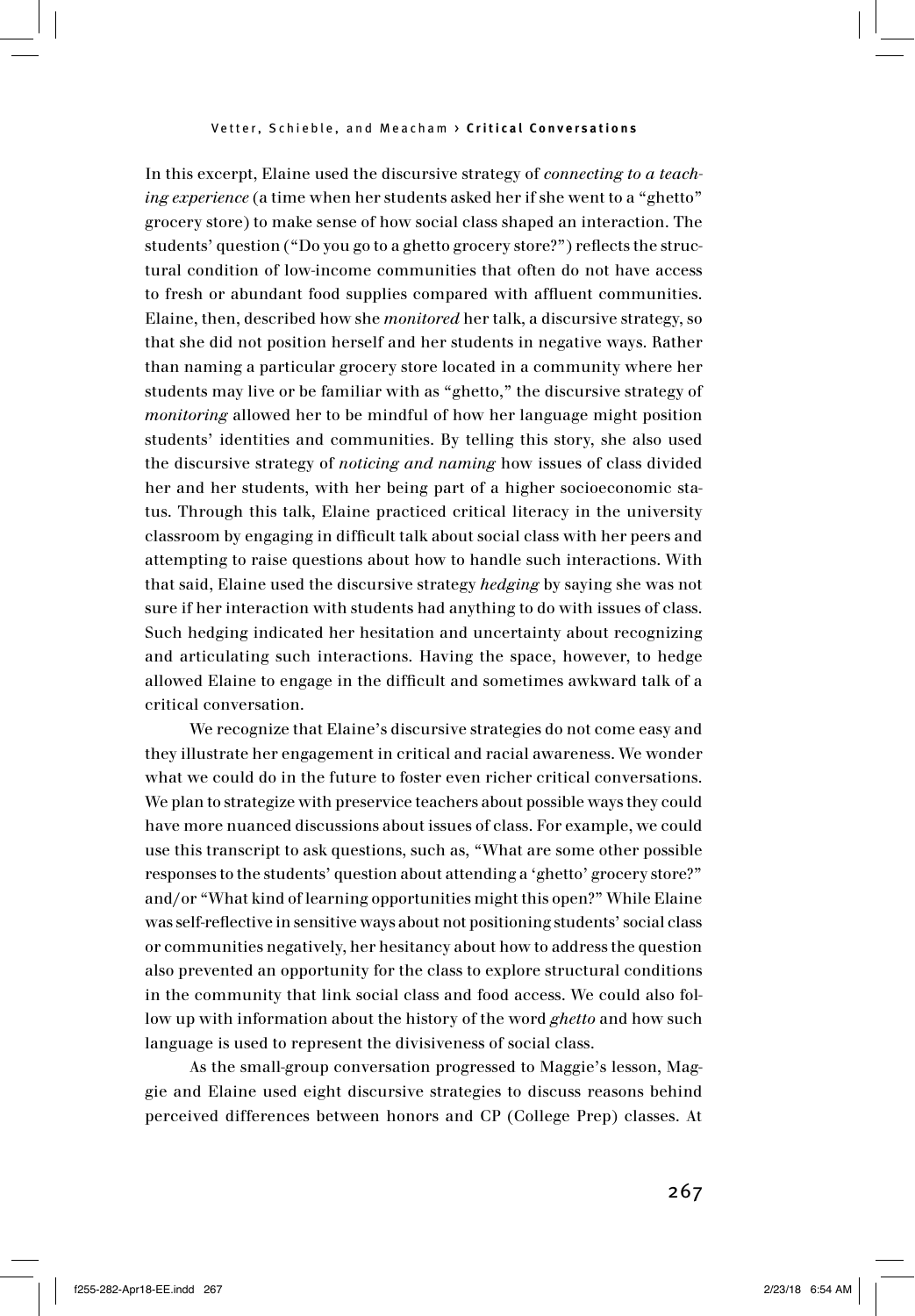In this excerpt, Elaine used the discursive strategy of *connecting to a teaching experience* (a time when her students asked her if she went to a "ghetto" grocery store) to make sense of how social class shaped an interaction. The students' question ("Do you go to a ghetto grocery store?") reflects the structural condition of low-income communities that often do not have access to fresh or abundant food supplies compared with affluent communities. Elaine, then, described how she *monitored* her talk, a discursive strategy, so that she did not position herself and her students in negative ways. Rather than naming a particular grocery store located in a community where her students may live or be familiar with as "ghetto," the discursive strategy of *monitoring* allowed her to be mindful of how her language might position students' identities and communities. By telling this story, she also used the discursive strategy of *noticing and naming* how issues of class divided her and her students, with her being part of a higher socioeconomic status. Through this talk, Elaine practiced critical literacy in the university classroom by engaging in difficult talk about social class with her peers and attempting to raise questions about how to handle such interactions. With that said, Elaine used the discursive strategy *hedging* by saying she was not sure if her interaction with students had anything to do with issues of class. Such hedging indicated her hesitation and uncertainty about recognizing and articulating such interactions. Having the space, however, to hedge allowed Elaine to engage in the difficult and sometimes awkward talk of a critical conversation.

We recognize that Elaine's discursive strategies do not come easy and they illustrate her engagement in critical and racial awareness. We wonder what we could do in the future to foster even richer critical conversations. We plan to strategize with preservice teachers about possible ways they could have more nuanced discussions about issues of class. For example, we could use this transcript to ask questions, such as, "What are some other possible responses to the students' question about attending a 'ghetto' grocery store?" and/or "What kind of learning opportunities might this open?" While Elaine was self-reflective in sensitive ways about not positioning students' social class or communities negatively, her hesitancy about how to address the question also prevented an opportunity for the class to explore structural conditions in the community that link social class and food access. We could also follow up with information about the history of the word *ghetto* and how such language is used to represent the divisiveness of social class.

As the small-group conversation progressed to Maggie's lesson, Maggie and Elaine used eight discursive strategies to discuss reasons behind perceived differences between honors and CP (College Prep) classes. At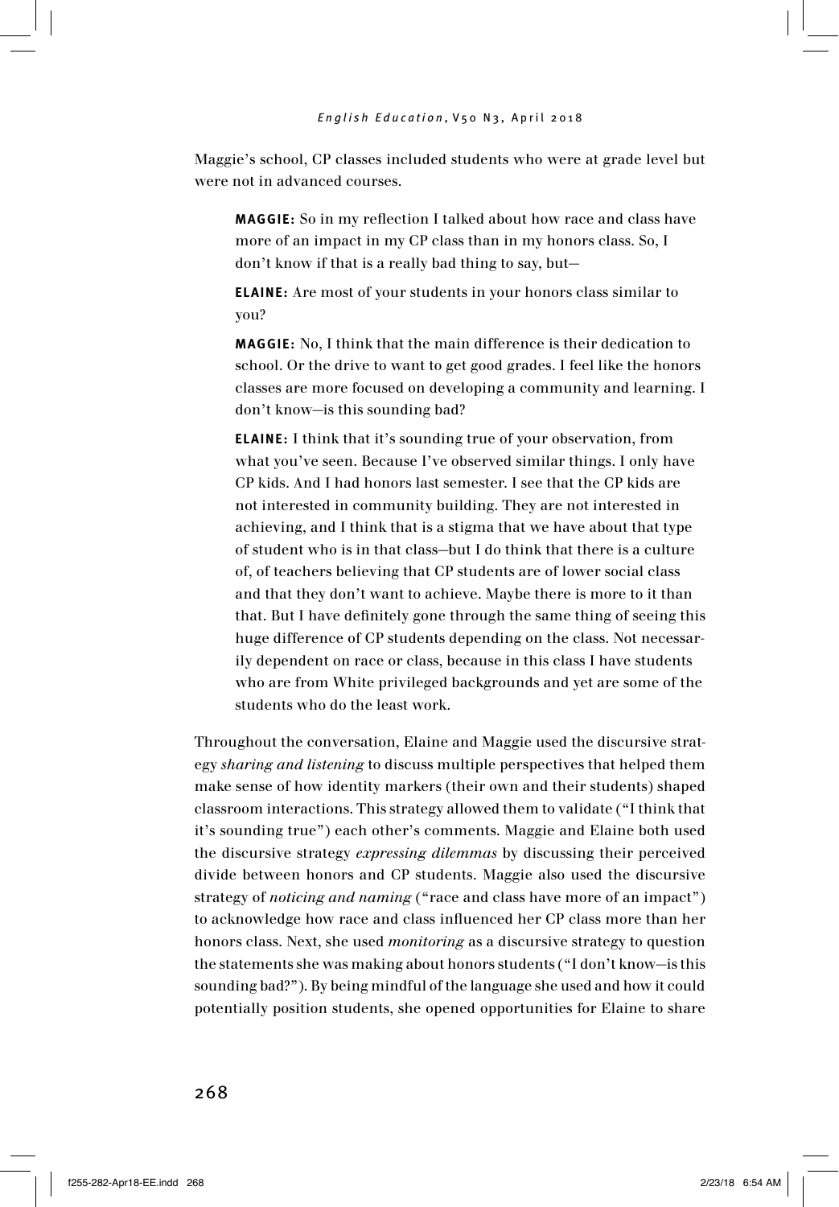Maggie's school, CP classes included students who were at grade level but were not in advanced courses.

> **MAGGIE:** So in my reflection I talked about how race and class have more of an impact in my CP class than in my honors class. So, I don't know if that is a really bad thing to say, but—
>
> **ELAINE:** Are most of your students in your honors class similar to you?
>
> **MAGGIE:** No, I think that the main difference is their dedication to school. Or the drive to want to get good grades. I feel like the honors classes are more focused on developing a community and learning. I don't know—is this sounding bad?
>
> **ELAINE:** I think that it's sounding true of your observation, from what you've seen. Because I've observed similar things. I only have CP kids. And I had honors last semester. I see that the CP kids are not interested in community building. They are not interested in achieving, and I think that is a stigma that we have about that type of student who is in that class—but I do think that there is a culture of, of teachers believing that CP students are of lower social class and that they don't want to achieve. Maybe there is more to it than that. But I have definitely gone through the same thing of seeing this huge difference of CP students depending on the class. Not necessarily dependent on race or class, because in this class I have students who are from White privileged backgrounds and yet are some of the students who do the least work.

Throughout the conversation, Elaine and Maggie used the discursive strategy *sharing and listening* to discuss multiple perspectives that helped them make sense of how identity markers (their own and their students) shaped classroom interactions. This strategy allowed them to validate ("I think that it's sounding true") each other's comments. Maggie and Elaine both used the discursive strategy *expressing dilemmas* by discussing their perceived divide between honors and CP students. Maggie also used the discursive strategy of *noticing and naming* ("race and class have more of an impact") to acknowledge how race and class influenced her CP class more than her honors class. Next, she used *monitoring* as a discursive strategy to question the statements she was making about honors students ("I don't know—is this sounding bad?"). By being mindful of the language she used and how it could potentially position students, she opened opportunities for Elaine to share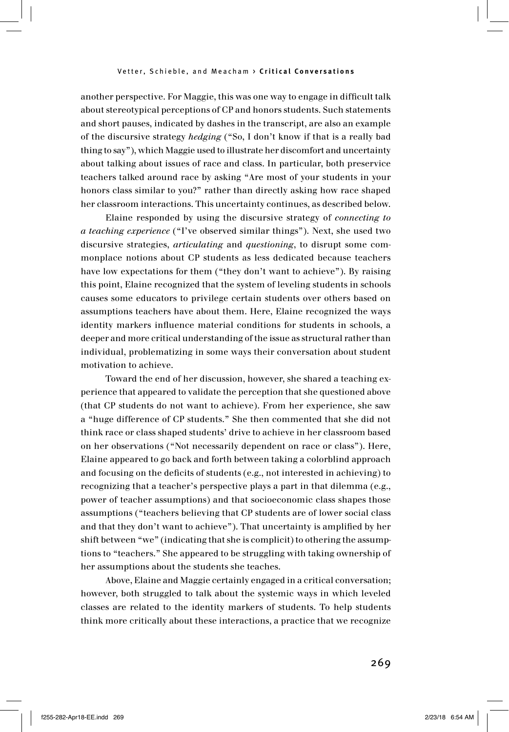another perspective. For Maggie, this was one way to engage in difficult talk about stereotypical perceptions of CP and honors students. Such statements and short pauses, indicated by dashes in the transcript, are also an example of the discursive strategy *hedging* ("So, I don't know if that is a really bad thing to say"), which Maggie used to illustrate her discomfort and uncertainty about talking about issues of race and class. In particular, both preservice teachers talked around race by asking "Are most of your students in your honors class similar to you?" rather than directly asking how race shaped her classroom interactions. This uncertainty continues, as described below.

Elaine responded by using the discursive strategy of *connecting to a teaching experience* ("I've observed similar things"). Next, she used two discursive strategies, *articulating* and *questioning*, to disrupt some commonplace notions about CP students as less dedicated because teachers have low expectations for them ("they don't want to achieve"). By raising this point, Elaine recognized that the system of leveling students in schools causes some educators to privilege certain students over others based on assumptions teachers have about them. Here, Elaine recognized the ways identity markers influence material conditions for students in schools, a deeper and more critical understanding of the issue as structural rather than individual, problematizing in some ways their conversation about student motivation to achieve.

Toward the end of her discussion, however, she shared a teaching experience that appeared to validate the perception that she questioned above (that CP students do not want to achieve). From her experience, she saw a "huge difference of CP students." She then commented that she did not think race or class shaped students' drive to achieve in her classroom based on her observations ("Not necessarily dependent on race or class"). Here, Elaine appeared to go back and forth between taking a colorblind approach and focusing on the deficits of students (e.g., not interested in achieving) to recognizing that a teacher's perspective plays a part in that dilemma (e.g., power of teacher assumptions) and that socioeconomic class shapes those assumptions ("teachers believing that CP students are of lower social class and that they don't want to achieve"). That uncertainty is amplified by her shift between "we" (indicating that she is complicit) to othering the assumptions to "teachers." She appeared to be struggling with taking ownership of her assumptions about the students she teaches.

Above, Elaine and Maggie certainly engaged in a critical conversation; however, both struggled to talk about the systemic ways in which leveled classes are related to the identity markers of students. To help students think more critically about these interactions, a practice that we recognize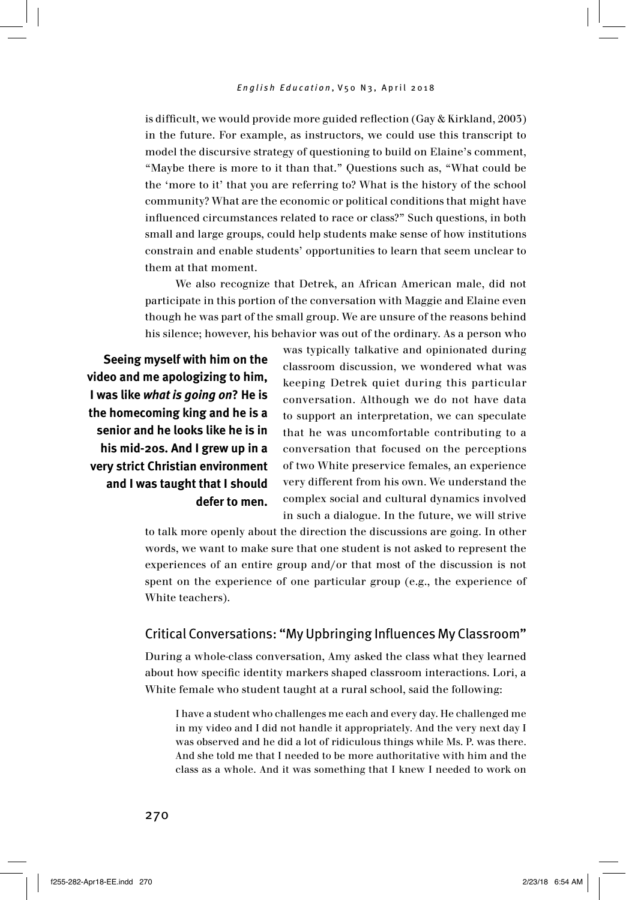is difficult, we would provide more guided reflection (Gay & Kirkland, 2003) in the future. For example, as instructors, we could use this transcript to model the discursive strategy of questioning to build on Elaine's comment, "Maybe there is more to it than that." Questions such as, "What could be the 'more to it' that you are referring to? What is the history of the school community? What are the economic or political conditions that might have influenced circumstances related to race or class?" Such questions, in both small and large groups, could help students make sense of how institutions constrain and enable students' opportunities to learn that seem unclear to them at that moment.

We also recognize that Detrek, an African American male, did not participate in this portion of the conversation with Maggie and Elaine even though he was part of the small group. We are unsure of the reasons behind his silence; however, his behavior was out of the ordinary. As a person who was typically talkative and opinionated during classroom discussion, we wondered what was keeping Detrek quiet during this particular conversation. Although we do not have data to support an interpretation, we can speculate that he was uncomfortable contributing to a conversation that focused on the perceptions of two White preservice females, an experience very different from his own. We understand the complex social and cultural dynamics involved in such a dialogue. In the future, we will strive to talk more openly about the direction the discussions are going. In other words, we want to make sure that one student is not asked to represent the experiences of an entire group and/or that most of the discussion is not spent on the experience of one particular group (e.g., the experience of White teachers).

> **Seeing myself with him on the video and me apologizing to him, I was like *what is going on*? He is the homecoming king and he is a senior and he looks like he is in his mid-20s. And I grew up in a very strict Christian environment and I was taught that I should defer to men.**

## Critical Conversations: "My Upbringing Influences My Classroom"

During a whole-class conversation, Amy asked the class what they learned about how specific identity markers shaped classroom interactions. Lori, a White female who student taught at a rural school, said the following:

> I have a student who challenges me each and every day. He challenged me in my video and I did not handle it appropriately. And the very next day I was observed and he did a lot of ridiculous things while Ms. P. was there. And she told me that I needed to be more authoritative with him and the class as a whole. And it was something that I knew I needed to work on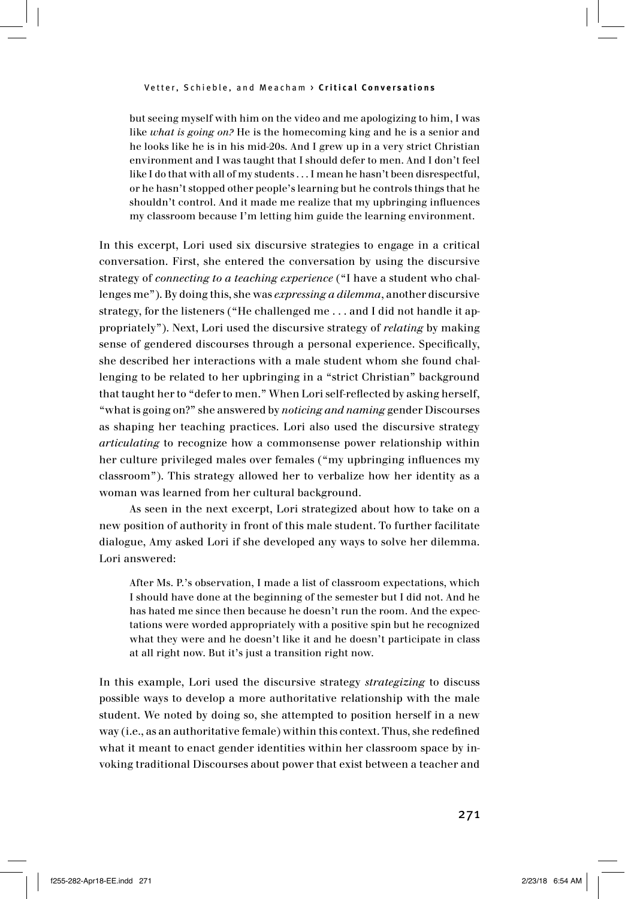> but seeing myself with him on the video and me apologizing to him, I was like *what is going on?* He is the homecoming king and he is a senior and he looks like he is in his mid-20s. And I grew up in a very strict Christian environment and I was taught that I should defer to men. And I don't feel like I do that with all of my students . . . I mean he hasn't been disrespectful, or he hasn't stopped other people's learning but he controls things that he shouldn't control. And it made me realize that my upbringing influences my classroom because I'm letting him guide the learning environment.

In this excerpt, Lori used six discursive strategies to engage in a critical conversation. First, she entered the conversation by using the discursive strategy of *connecting to a teaching experience* ("I have a student who challenges me"). By doing this, she was *expressing a dilemma*, another discursive strategy, for the listeners ("He challenged me . . . and I did not handle it appropriately"). Next, Lori used the discursive strategy of *relating* by making sense of gendered discourses through a personal experience. Specifically, she described her interactions with a male student whom she found challenging to be related to her upbringing in a "strict Christian" background that taught her to "defer to men." When Lori self-reflected by asking herself, "what is going on?" she answered by *noticing and naming* gender Discourses as shaping her teaching practices. Lori also used the discursive strategy *articulating* to recognize how a commonsense power relationship within her culture privileged males over females ("my upbringing influences my classroom"). This strategy allowed her to verbalize how her identity as a woman was learned from her cultural background.

As seen in the next excerpt, Lori strategized about how to take on a new position of authority in front of this male student. To further facilitate dialogue, Amy asked Lori if she developed any ways to solve her dilemma. Lori answered:

> After Ms. P.'s observation, I made a list of classroom expectations, which I should have done at the beginning of the semester but I did not. And he has hated me since then because he doesn't run the room. And the expectations were worded appropriately with a positive spin but he recognized what they were and he doesn't like it and he doesn't participate in class at all right now. But it's just a transition right now.

In this example, Lori used the discursive strategy *strategizing* to discuss possible ways to develop a more authoritative relationship with the male student. We noted by doing so, she attempted to position herself in a new way (i.e., as an authoritative female) within this context. Thus, she redefined what it meant to enact gender identities within her classroom space by invoking traditional Discourses about power that exist between a teacher and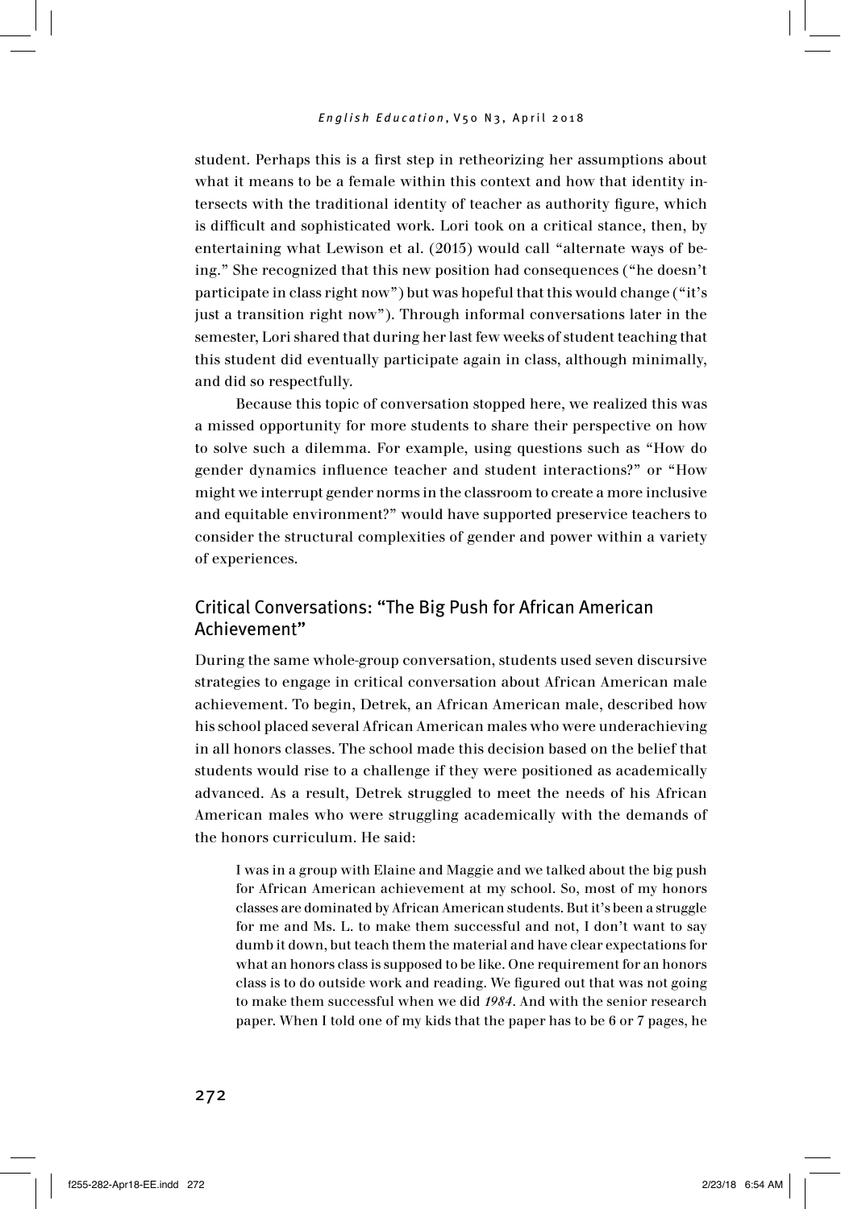student. Perhaps this is a first step in retheorizing her assumptions about what it means to be a female within this context and how that identity intersects with the traditional identity of teacher as authority figure, which is difficult and sophisticated work. Lori took on a critical stance, then, by entertaining what Lewison et al. (2015) would call "alternate ways of being." She recognized that this new position had consequences ("he doesn't participate in class right now") but was hopeful that this would change ("it's just a transition right now"). Through informal conversations later in the semester, Lori shared that during her last few weeks of student teaching that this student did eventually participate again in class, although minimally, and did so respectfully.

Because this topic of conversation stopped here, we realized this was a missed opportunity for more students to share their perspective on how to solve such a dilemma. For example, using questions such as "How do gender dynamics influence teacher and student interactions?" or "How might we interrupt gender norms in the classroom to create a more inclusive and equitable environment?" would have supported preservice teachers to consider the structural complexities of gender and power within a variety of experiences.

## Critical Conversations: "The Big Push for African American Achievement"

During the same whole-group conversation, students used seven discursive strategies to engage in critical conversation about African American male achievement. To begin, Detrek, an African American male, described how his school placed several African American males who were underachieving in all honors classes. The school made this decision based on the belief that students would rise to a challenge if they were positioned as academically advanced. As a result, Detrek struggled to meet the needs of his African American males who were struggling academically with the demands of the honors curriculum. He said:

> I was in a group with Elaine and Maggie and we talked about the big push for African American achievement at my school. So, most of my honors classes are dominated by African American students. But it's been a struggle for me and Ms. L. to make them successful and not, I don't want to say dumb it down, but teach them the material and have clear expectations for what an honors class is supposed to be like. One requirement for an honors class is to do outside work and reading. We figured out that was not going to make them successful when we did *1984*. And with the senior research paper. When I told one of my kids that the paper has to be 6 or 7 pages, he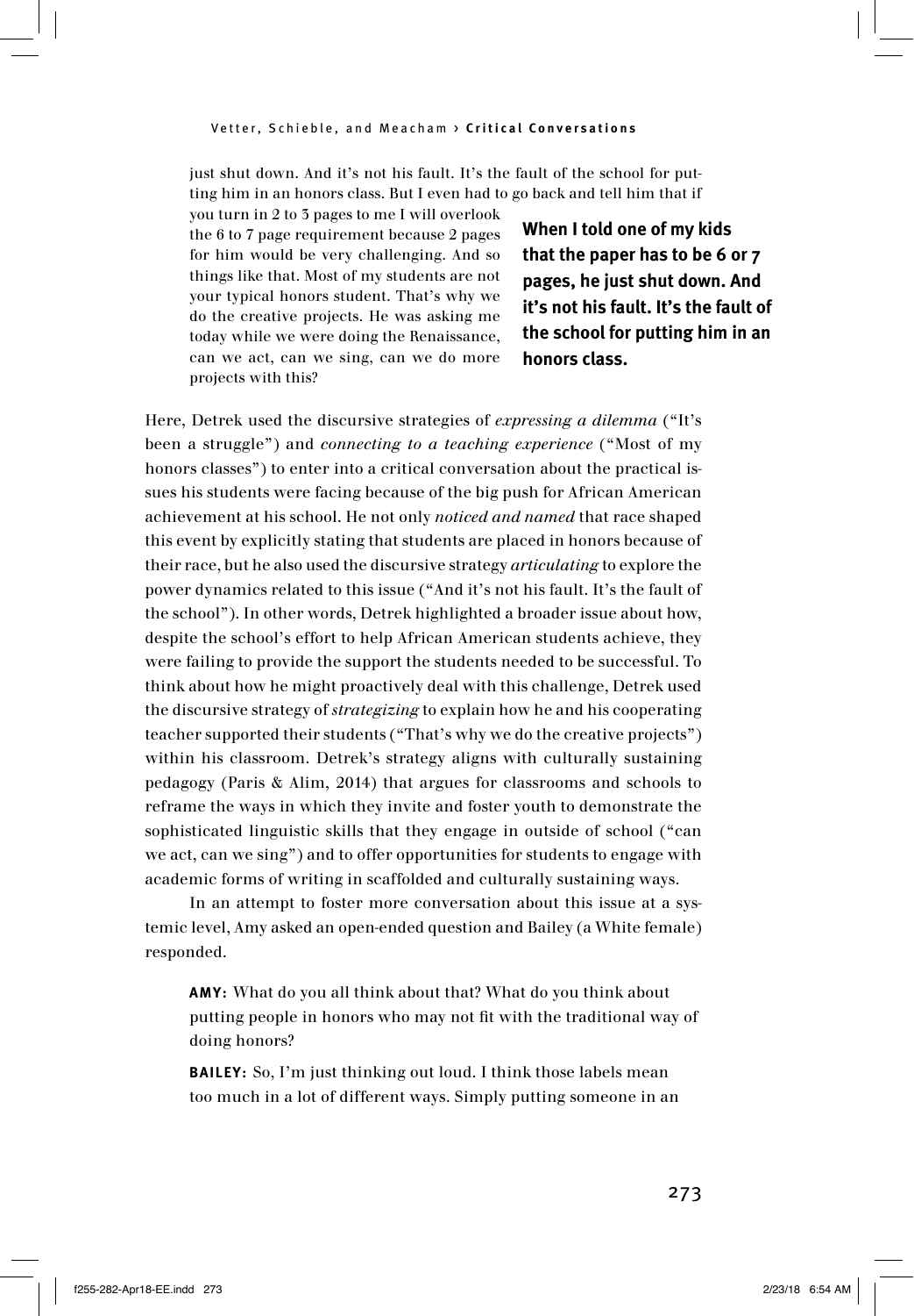just shut down. And it's not his fault. It's the fault of the school for putting him in an honors class. But I even had to go back and tell him that if you turn in 2 to 3 pages to me I will overlook the 6 to 7 page requirement because 2 pages for him would be very challenging. And so things like that. Most of my students are not your typical honors student. That's why we do the creative projects. He was asking me today while we were doing the Renaissance, can we act, can we sing, can we do more projects with this?

**When I told one of my kids that the paper has to be 6 or 7 pages, he just shut down. And it's not his fault. It's the fault of the school for putting him in an honors class.**

Here, Detrek used the discursive strategies of *expressing a dilemma* ("It's been a struggle") and *connecting to a teaching experience* ("Most of my honors classes") to enter into a critical conversation about the practical issues his students were facing because of the big push for African American achievement at his school. He not only *noticed and named* that race shaped this event by explicitly stating that students are placed in honors because of their race, but he also used the discursive strategy *articulating* to explore the power dynamics related to this issue ("And it's not his fault. It's the fault of the school"). In other words, Detrek highlighted a broader issue about how, despite the school's effort to help African American students achieve, they were failing to provide the support the students needed to be successful. To think about how he might proactively deal with this challenge, Detrek used the discursive strategy of *strategizing* to explain how he and his cooperating teacher supported their students ("That's why we do the creative projects") within his classroom. Detrek's strategy aligns with culturally sustaining pedagogy (Paris & Alim, 2014) that argues for classrooms and schools to reframe the ways in which they invite and foster youth to demonstrate the sophisticated linguistic skills that they engage in outside of school ("can we act, can we sing") and to offer opportunities for students to engage with academic forms of writing in scaffolded and culturally sustaining ways.

In an attempt to foster more conversation about this issue at a systemic level, Amy asked an open-ended question and Bailey (a White female) responded.

**AMY:** What do you all think about that? What do you think about putting people in honors who may not fit with the traditional way of doing honors?

**BAILEY:** So, I'm just thinking out loud. I think those labels mean too much in a lot of different ways. Simply putting someone in an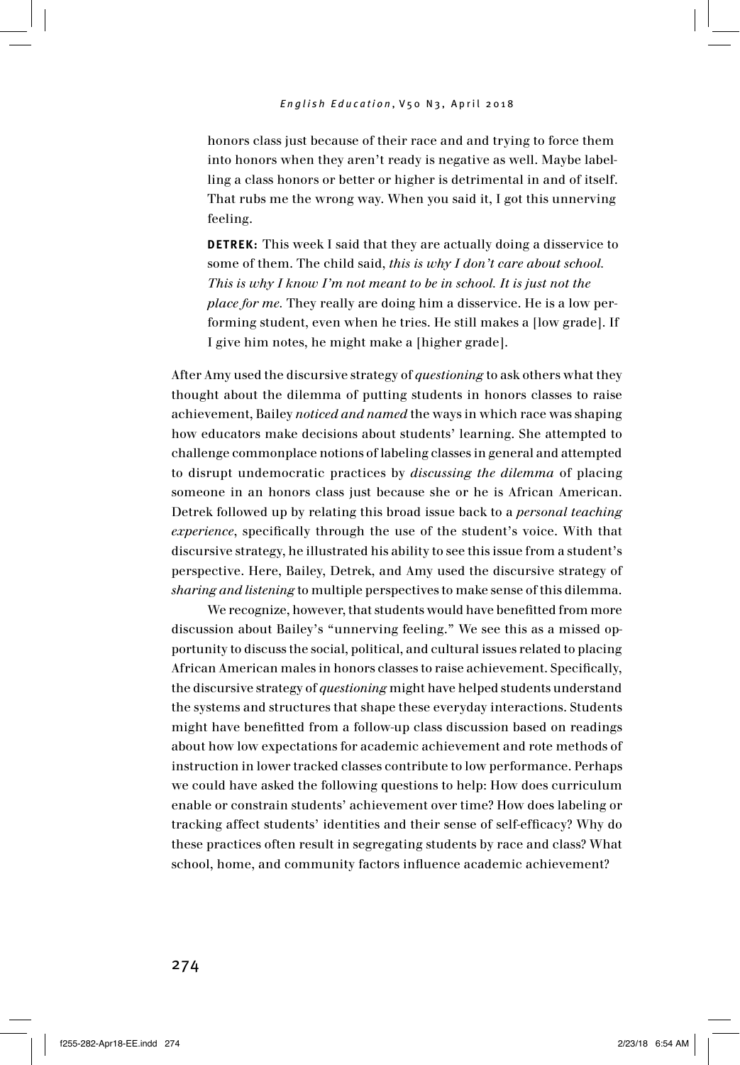honors class just because of their race and and trying to force them into honors when they aren't ready is negative as well. Maybe labelling a class honors or better or higher is detrimental in and of itself. That rubs me the wrong way. When you said it, I got this unnerving feeling.

**DETREK:** This week I said that they are actually doing a disservice to some of them. The child said, *this is why I don't care about school. This is why I know I'm not meant to be in school. It is just not the place for me.* They really are doing him a disservice. He is a low performing student, even when he tries. He still makes a [low grade]. If I give him notes, he might make a [higher grade].

After Amy used the discursive strategy of *questioning* to ask others what they thought about the dilemma of putting students in honors classes to raise achievement, Bailey *noticed and named* the ways in which race was shaping how educators make decisions about students' learning. She attempted to challenge commonplace notions of labeling classes in general and attempted to disrupt undemocratic practices by *discussing the dilemma* of placing someone in an honors class just because she or he is African American. Detrek followed up by relating this broad issue back to a *personal teaching experience*, specifically through the use of the student's voice. With that discursive strategy, he illustrated his ability to see this issue from a student's perspective. Here, Bailey, Detrek, and Amy used the discursive strategy of *sharing and listening* to multiple perspectives to make sense of this dilemma.

We recognize, however, that students would have benefitted from more discussion about Bailey's "unnerving feeling." We see this as a missed opportunity to discuss the social, political, and cultural issues related to placing African American males in honors classes to raise achievement. Specifically, the discursive strategy of *questioning* might have helped students understand the systems and structures that shape these everyday interactions. Students might have benefitted from a follow-up class discussion based on readings about how low expectations for academic achievement and rote methods of instruction in lower tracked classes contribute to low performance. Perhaps we could have asked the following questions to help: How does curriculum enable or constrain students' achievement over time? How does labeling or tracking affect students' identities and their sense of self-efficacy? Why do these practices often result in segregating students by race and class? What school, home, and community factors influence academic achievement?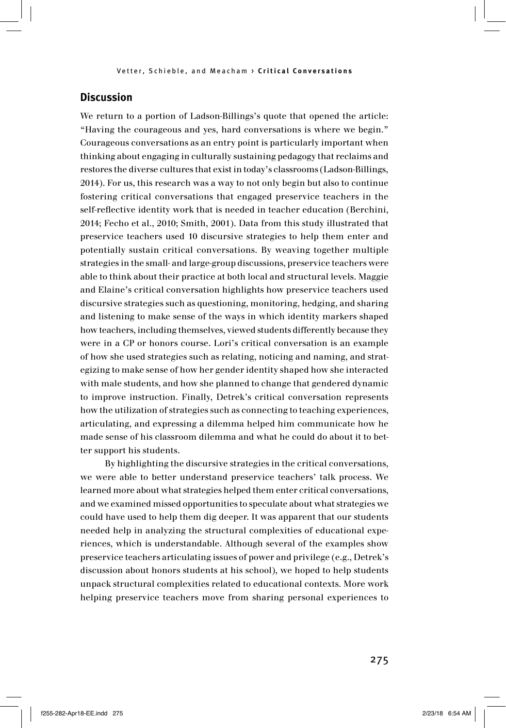## Discussion

We return to a portion of Ladson-Billings's quote that opened the article: "Having the courageous and yes, hard conversations is where we begin." Courageous conversations as an entry point is particularly important when thinking about engaging in culturally sustaining pedagogy that reclaims and restores the diverse cultures that exist in today's classrooms (Ladson-Billings, 2014). For us, this research was a way to not only begin but also to continue fostering critical conversations that engaged preservice teachers in the self-reflective identity work that is needed in teacher education (Berchini, 2014; Fecho et al., 2010; Smith, 2001). Data from this study illustrated that preservice teachers used 10 discursive strategies to help them enter and potentially sustain critical conversations. By weaving together multiple strategies in the small- and large-group discussions, preservice teachers were able to think about their practice at both local and structural levels. Maggie and Elaine's critical conversation highlights how preservice teachers used discursive strategies such as questioning, monitoring, hedging, and sharing and listening to make sense of the ways in which identity markers shaped how teachers, including themselves, viewed students differently because they were in a CP or honors course. Lori's critical conversation is an example of how she used strategies such as relating, noticing and naming, and strategizing to make sense of how her gender identity shaped how she interacted with male students, and how she planned to change that gendered dynamic to improve instruction. Finally, Detrek's critical conversation represents how the utilization of strategies such as connecting to teaching experiences, articulating, and expressing a dilemma helped him communicate how he made sense of his classroom dilemma and what he could do about it to better support his students.

By highlighting the discursive strategies in the critical conversations, we were able to better understand preservice teachers' talk process. We learned more about what strategies helped them enter critical conversations, and we examined missed opportunities to speculate about what strategies we could have used to help them dig deeper. It was apparent that our students needed help in analyzing the structural complexities of educational experiences, which is understandable. Although several of the examples show preservice teachers articulating issues of power and privilege (e.g., Detrek's discussion about honors students at his school), we hoped to help students unpack structural complexities related to educational contexts. More work helping preservice teachers move from sharing personal experiences to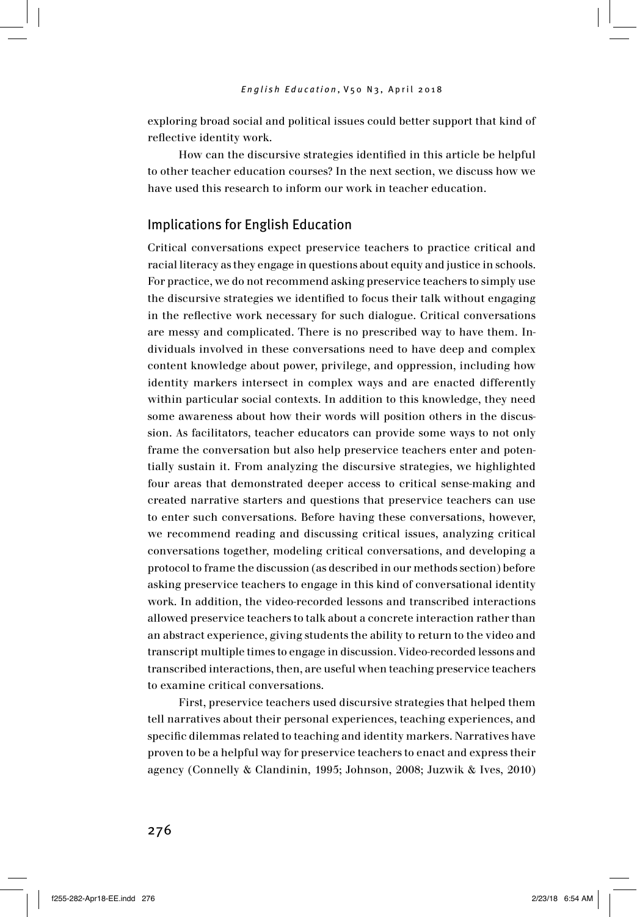exploring broad social and political issues could better support that kind of reflective identity work.

How can the discursive strategies identified in this article be helpful to other teacher education courses? In the next section, we discuss how we have used this research to inform our work in teacher education.

## Implications for English Education

Critical conversations expect preservice teachers to practice critical and racial literacy as they engage in questions about equity and justice in schools. For practice, we do not recommend asking preservice teachers to simply use the discursive strategies we identified to focus their talk without engaging in the reflective work necessary for such dialogue. Critical conversations are messy and complicated. There is no prescribed way to have them. Individuals involved in these conversations need to have deep and complex content knowledge about power, privilege, and oppression, including how identity markers intersect in complex ways and are enacted differently within particular social contexts. In addition to this knowledge, they need some awareness about how their words will position others in the discussion. As facilitators, teacher educators can provide some ways to not only frame the conversation but also help preservice teachers enter and potentially sustain it. From analyzing the discursive strategies, we highlighted four areas that demonstrated deeper access to critical sense-making and created narrative starters and questions that preservice teachers can use to enter such conversations. Before having these conversations, however, we recommend reading and discussing critical issues, analyzing critical conversations together, modeling critical conversations, and developing a protocol to frame the discussion (as described in our methods section) before asking preservice teachers to engage in this kind of conversational identity work. In addition, the video-recorded lessons and transcribed interactions allowed preservice teachers to talk about a concrete interaction rather than an abstract experience, giving students the ability to return to the video and transcript multiple times to engage in discussion. Video-recorded lessons and transcribed interactions, then, are useful when teaching preservice teachers to examine critical conversations.

First, preservice teachers used discursive strategies that helped them tell narratives about their personal experiences, teaching experiences, and specific dilemmas related to teaching and identity markers. Narratives have proven to be a helpful way for preservice teachers to enact and express their agency (Connelly & Clandinin, 1995; Johnson, 2008; Juzwik & Ives, 2010)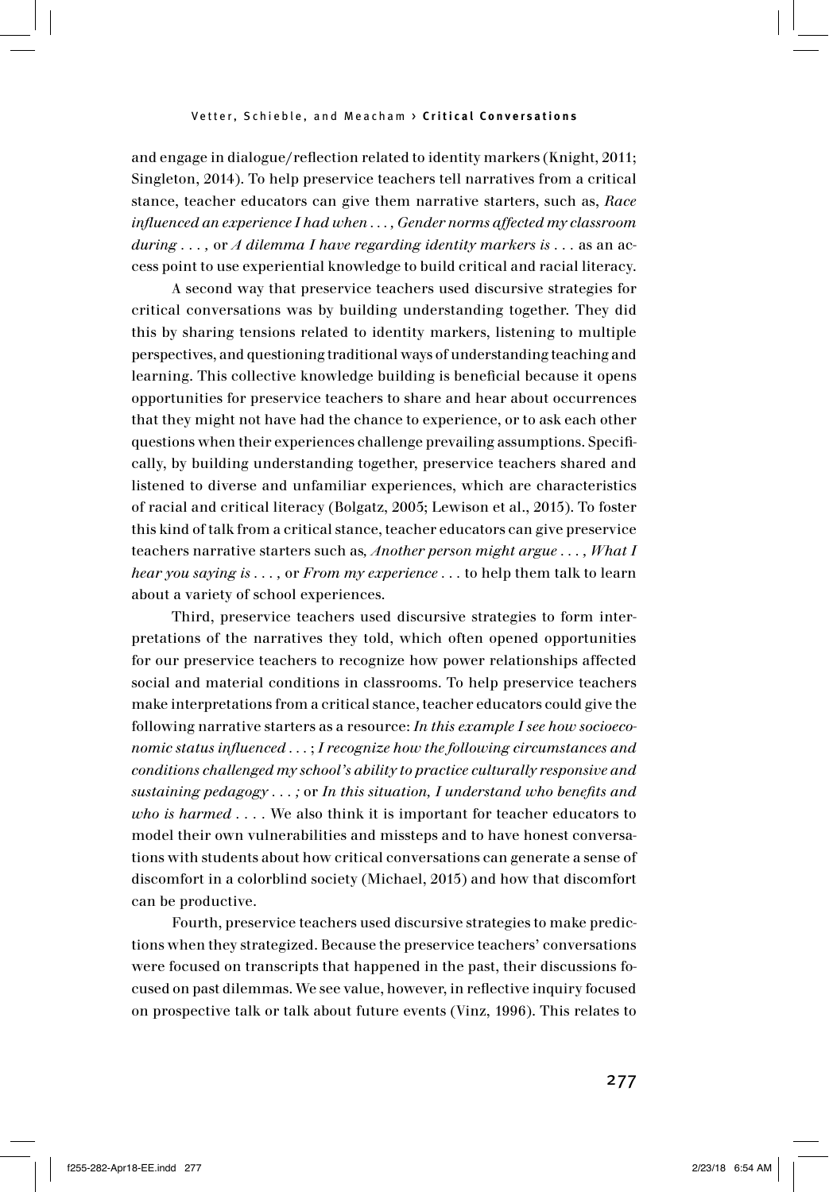and engage in dialogue/reflection related to identity markers (Knight, 2011; Singleton, 2014). To help preservice teachers tell narratives from a critical stance, teacher educators can give them narrative starters, such as, *Race influenced an experience I had when . . . , Gender norms affected my classroom during . . . ,* or *A dilemma I have regarding identity markers is . . .* as an access point to use experiential knowledge to build critical and racial literacy.

A second way that preservice teachers used discursive strategies for critical conversations was by building understanding together. They did this by sharing tensions related to identity markers, listening to multiple perspectives, and questioning traditional ways of understanding teaching and learning. This collective knowledge building is beneficial because it opens opportunities for preservice teachers to share and hear about occurrences that they might not have had the chance to experience, or to ask each other questions when their experiences challenge prevailing assumptions. Specifically, by building understanding together, preservice teachers shared and listened to diverse and unfamiliar experiences, which are characteristics of racial and critical literacy (Bolgatz, 2005; Lewison et al., 2015). To foster this kind of talk from a critical stance, teacher educators can give preservice teachers narrative starters such as, *Another person might argue . . . , What I hear you saying is . . . ,* or *From my experience . . .* to help them talk to learn about a variety of school experiences.

Third, preservice teachers used discursive strategies to form interpretations of the narratives they told, which often opened opportunities for our preservice teachers to recognize how power relationships affected social and material conditions in classrooms. To help preservice teachers make interpretations from a critical stance, teacher educators could give the following narrative starters as a resource: *In this example I see how socioeconomic status influenced . . .* ; *I recognize how the following circumstances and conditions challenged my school's ability to practice culturally responsive and sustaining pedagogy . . . ;* or *In this situation, I understand who benefits and who is harmed . . . .* We also think it is important for teacher educators to model their own vulnerabilities and missteps and to have honest conversations with students about how critical conversations can generate a sense of discomfort in a colorblind society (Michael, 2015) and how that discomfort can be productive.

Fourth, preservice teachers used discursive strategies to make predictions when they strategized. Because the preservice teachers' conversations were focused on transcripts that happened in the past, their discussions focused on past dilemmas. We see value, however, in reflective inquiry focused on prospective talk or talk about future events (Vinz, 1996). This relates to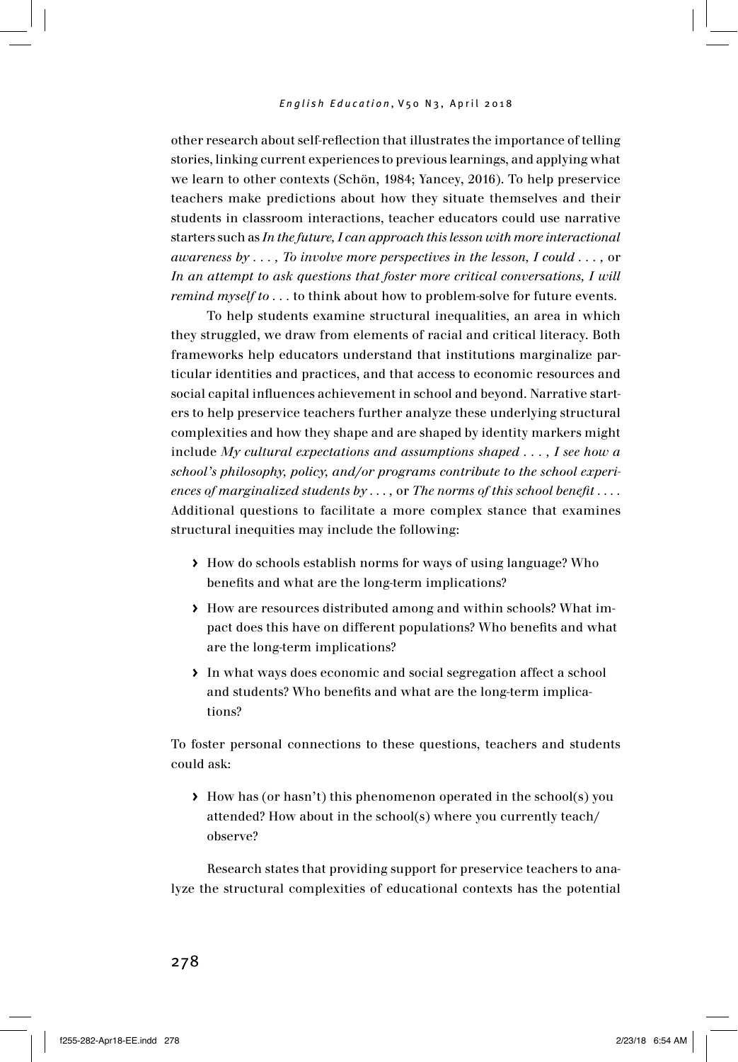other research about self-reflection that illustrates the importance of telling stories, linking current experiences to previous learnings, and applying what we learn to other contexts (Schön, 1984; Yancey, 2016). To help preservice teachers make predictions about how they situate themselves and their students in classroom interactions, teacher educators could use narrative starters such as *In the future, I can approach this lesson with more interactional awareness by . . . , To involve more perspectives in the lesson, I could . . . ,* or *In an attempt to ask questions that foster more critical conversations, I will remind myself to . . .* to think about how to problem-solve for future events.

To help students examine structural inequalities, an area in which they struggled, we draw from elements of racial and critical literacy. Both frameworks help educators understand that institutions marginalize particular identities and practices, and that access to economic resources and social capital influences achievement in school and beyond. Narrative starters to help preservice teachers further analyze these underlying structural complexities and how they shape and are shaped by identity markers might include *My cultural expectations and assumptions shaped . . . , I see how a school's philosophy, policy, and/or programs contribute to the school experiences of marginalized students by . . . ,* or *The norms of this school benefit . . . .* Additional questions to facilitate a more complex stance that examines structural inequities may include the following:

- How do schools establish norms for ways of using language? Who benefits and what are the long-term implications?
- How are resources distributed among and within schools? What impact does this have on different populations? Who benefits and what are the long-term implications?
- In what ways does economic and social segregation affect a school and students? Who benefits and what are the long-term implications?

To foster personal connections to these questions, teachers and students could ask:

- How has (or hasn't) this phenomenon operated in the school(s) you attended? How about in the school(s) where you currently teach/observe?

Research states that providing support for preservice teachers to analyze the structural complexities of educational contexts has the potential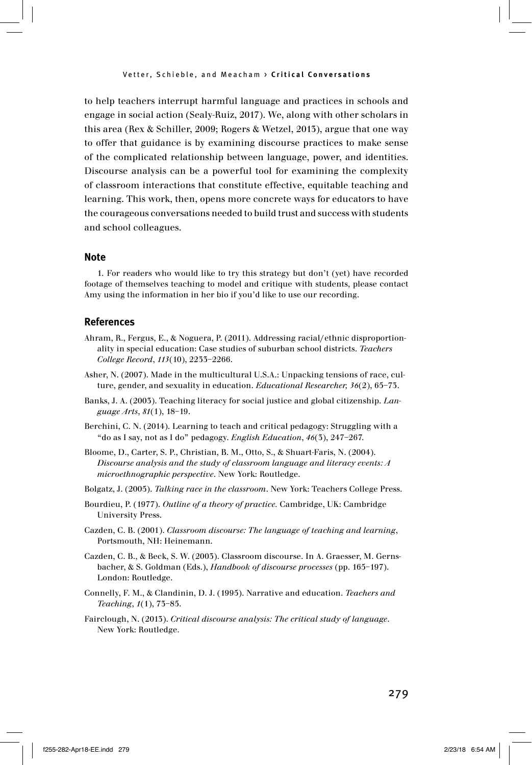to help teachers interrupt harmful language and practices in schools and engage in social action (Sealy-Ruiz, 2017). We, along with other scholars in this area (Rex & Schiller, 2009; Rogers & Wetzel, 2013), argue that one way to offer that guidance is by examining discourse practices to make sense of the complicated relationship between language, power, and identities. Discourse analysis can be a powerful tool for examining the complexity of classroom interactions that constitute effective, equitable teaching and learning. This work, then, opens more concrete ways for educators to have the courageous conversations needed to build trust and success with students and school colleagues.

## Note

1. For readers who would like to try this strategy but don't (yet) have recorded footage of themselves teaching to model and critique with students, please contact Amy using the information in her bio if you'd like to use our recording.

## References

Ahram, R., Fergus, E., & Noguera, P. (2011). Addressing racial/ethnic disproportionality in special education: Case studies of suburban school districts. *Teachers College Record*, *113*(10), 2233–2266.

Asher, N. (2007). Made in the multicultural U.S.A.: Unpacking tensions of race, culture, gender, and sexuality in education. *Educational Researcher, 36*(2), 65–73.

Banks, J. A. (2003). Teaching literacy for social justice and global citizenship. *Language Arts*, *81*(1), 18–19.

Berchini, C. N. (2014). Learning to teach and critical pedagogy: Struggling with a "do as I say, not as I do" pedagogy. *English Education*, *46*(3), 247–267.

Bloome, D., Carter, S. P., Christian, B. M., Otto, S., & Shuart-Faris, N. (2004). *Discourse analysis and the study of classroom language and literacy events: A microethnographic perspective*. New York: Routledge.

Bolgatz, J. (2005). *Talking race in the classroom*. New York: Teachers College Press.

Bourdieu, P. (1977). *Outline of a theory of practice.* Cambridge, UK: Cambridge University Press.

Cazden, C. B. (2001). *Classroom discourse: The language of teaching and learning*, Portsmouth, NH: Heinemann.

Cazden, C. B., & Beck, S. W. (2003). Classroom discourse. In A. Graesser, M. Gernsbacher, & S. Goldman (Eds.), *Handbook of discourse processes* (pp. 165–197). London: Routledge.

Connelly, F. M., & Clandinin, D. J. (1995). Narrative and education. *Teachers and Teaching*, *1*(1), 73–85.

Fairclough, N. (2013). *Critical discourse analysis: The critical study of language*. New York: Routledge.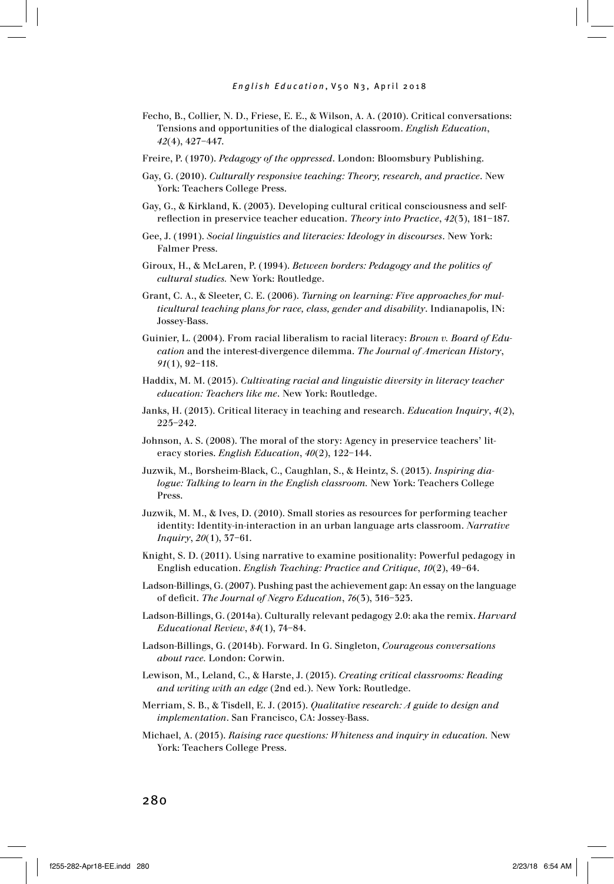Fecho, B., Collier, N. D., Friese, E. E., & Wilson, A. A. (2010). Critical conversations: Tensions and opportunities of the dialogical classroom. *English Education*, *42*(4), 427–447.

Freire, P. (1970). *Pedagogy of the oppressed*. London: Bloomsbury Publishing.

Gay, G. (2010). *Culturally responsive teaching: Theory, research, and practice*. New York: Teachers College Press.

Gay, G., & Kirkland, K. (2003). Developing cultural critical consciousness and self-reflection in preservice teacher education. *Theory into Practice*, *42*(3), 181–187.

Gee, J. (1991). *Social linguistics and literacies: Ideology in discourses*. New York: Falmer Press.

Giroux, H., & McLaren, P. (1994). *Between borders: Pedagogy and the politics of cultural studies.* New York: Routledge.

Grant, C. A., & Sleeter, C. E. (2006). *Turning on learning: Five approaches for multicultural teaching plans for race, class, gender and disability*. Indianapolis, IN: Jossey-Bass.

Guinier, L. (2004). From racial liberalism to racial literacy: *Brown v. Board of Education* and the interest-divergence dilemma. *The Journal of American History*, *91*(1), 92–118.

Haddix, M. M. (2015). *Cultivating racial and linguistic diversity in literacy teacher education: Teachers like me*. New York: Routledge.

Janks, H. (2013). Critical literacy in teaching and research. *Education Inquiry*, *4*(2), 225–242.

Johnson, A. S. (2008). The moral of the story: Agency in preservice teachers' literacy stories. *English Education*, *40*(2), 122–144.

Juzwik, M., Borsheim-Black, C., Caughlan, S., & Heintz, S. (2013). *Inspiring dialogue: Talking to learn in the English classroom.* New York: Teachers College Press.

Juzwik, M. M., & Ives, D. (2010). Small stories as resources for performing teacher identity: Identity-in-interaction in an urban language arts classroom. *Narrative Inquiry*, *20*(1), 37–61.

Knight, S. D. (2011). Using narrative to examine positionality: Powerful pedagogy in English education. *English Teaching: Practice and Critique*, *10*(2), 49–64.

Ladson-Billings, G. (2007). Pushing past the achievement gap: An essay on the language of deficit. *The Journal of Negro Education*, *76*(3), 316–323.

Ladson-Billings, G. (2014a). Culturally relevant pedagogy 2.0: aka the remix. *Harvard Educational Review*, *84*(1), 74–84.

Ladson-Billings, G. (2014b). Forward. In G. Singleton, *Courageous conversations about race.* London: Corwin.

Lewison, M., Leland, C., & Harste, J. (2015). *Creating critical classrooms: Reading and writing with an edge* (2nd ed.). New York: Routledge.

Merriam, S. B., & Tisdell, E. J. (2015). *Qualitative research: A guide to design and implementation*. San Francisco, CA: Jossey-Bass.

Michael, A. (2015). *Raising race questions: Whiteness and inquiry in education.* New York: Teachers College Press.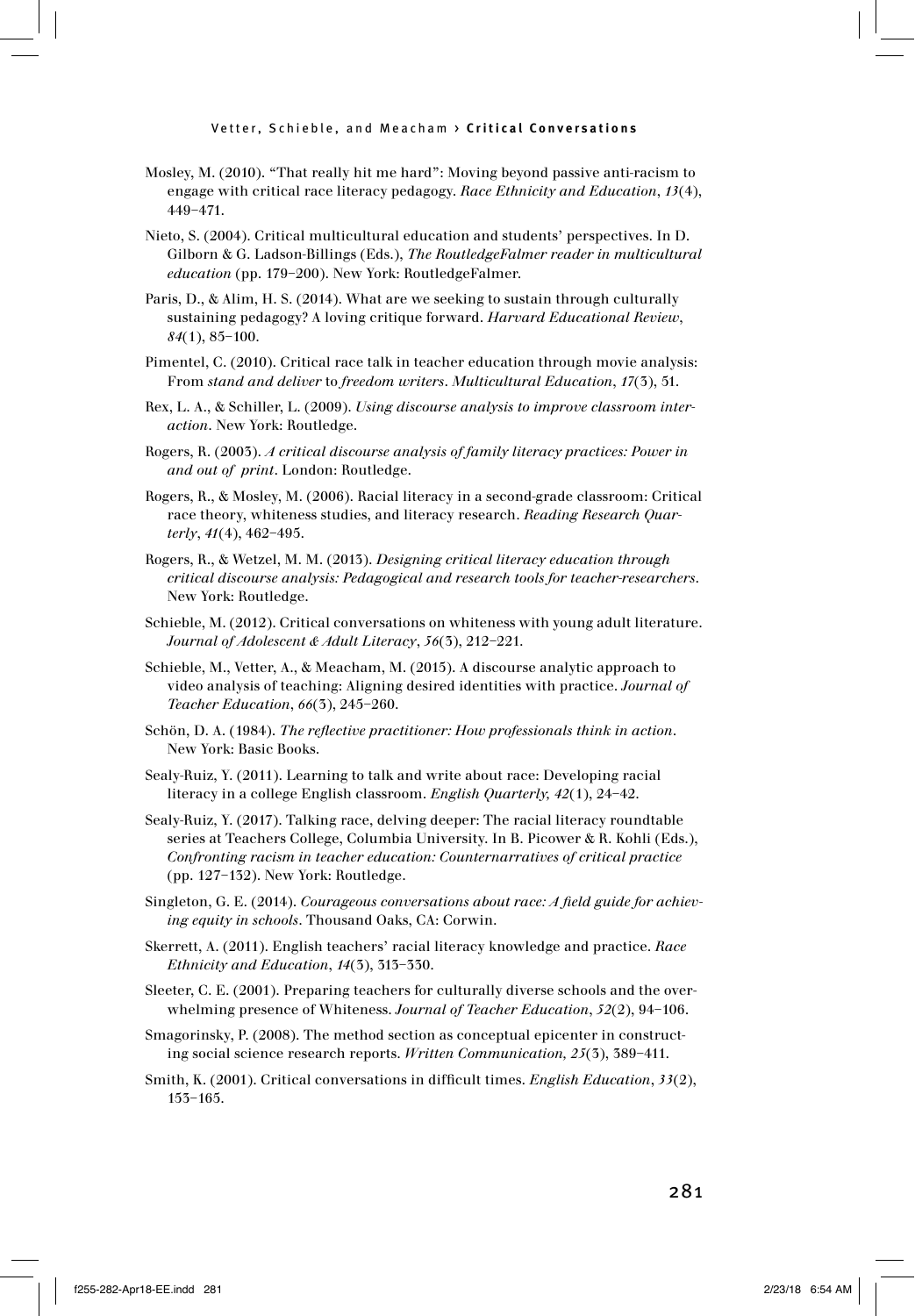Mosley, M. (2010). "That really hit me hard": Moving beyond passive anti-racism to engage with critical race literacy pedagogy. *Race Ethnicity and Education*, *13*(4), 449–471.

Nieto, S. (2004). Critical multicultural education and students' perspectives. In D. Gilborn & G. Ladson-Billings (Eds.), *The RoutledgeFalmer reader in multicultural education* (pp. 179–200). New York: RoutledgeFalmer.

Paris, D., & Alim, H. S. (2014). What are we seeking to sustain through culturally sustaining pedagogy? A loving critique forward. *Harvard Educational Review*, *84*(1), 85–100.

Pimentel, C. (2010). Critical race talk in teacher education through movie analysis: From *stand and deliver* to *freedom writers*. *Multicultural Education*, *17*(3), 51.

Rex, L. A., & Schiller, L. (2009). *Using discourse analysis to improve classroom interaction*. New York: Routledge.

Rogers, R. (2003). *A critical discourse analysis of family literacy practices: Power in and out of print*. London: Routledge.

Rogers, R., & Mosley, M. (2006). Racial literacy in a second-grade classroom: Critical race theory, whiteness studies, and literacy research. *Reading Research Quarterly*, *41*(4), 462–495.

Rogers, R., & Wetzel, M. M. (2013). *Designing critical literacy education through critical discourse analysis: Pedagogical and research tools for teacher-researchers*. New York: Routledge.

Schieble, M. (2012). Critical conversations on whiteness with young adult literature. *Journal of Adolescent & Adult Literacy*, *56*(3), 212–221.

Schieble, M., Vetter, A., & Meacham, M. (2015). A discourse analytic approach to video analysis of teaching: Aligning desired identities with practice. *Journal of Teacher Education*, *66*(3), 245–260.

Schön, D. A. (1984). *The reflective practitioner: How professionals think in action*. New York: Basic Books.

Sealy-Ruiz, Y. (2011). Learning to talk and write about race: Developing racial literacy in a college English classroom. *English Quarterly, 42*(1), 24–42.

Sealy-Ruiz, Y. (2017). Talking race, delving deeper: The racial literacy roundtable series at Teachers College, Columbia University. In B. Picower & R. Kohli (Eds.), *Confronting racism in teacher education: Counternarratives of critical practice* (pp. 127–132). New York: Routledge.

Singleton, G. E. (2014). *Courageous conversations about race: A field guide for achieving equity in schools*. Thousand Oaks, CA: Corwin.

Skerrett, A. (2011). English teachers' racial literacy knowledge and practice. *Race Ethnicity and Education*, *14*(3), 313–330.

Sleeter, C. E. (2001). Preparing teachers for culturally diverse schools and the overwhelming presence of Whiteness. *Journal of Teacher Education*, *52*(2), 94–106.

Smagorinsky, P. (2008). The method section as conceptual epicenter in constructing social science research reports. *Written Communication, 25*(3), 389–411.

Smith, K. (2001). Critical conversations in difficult times. *English Education*, *33*(2), 153–165.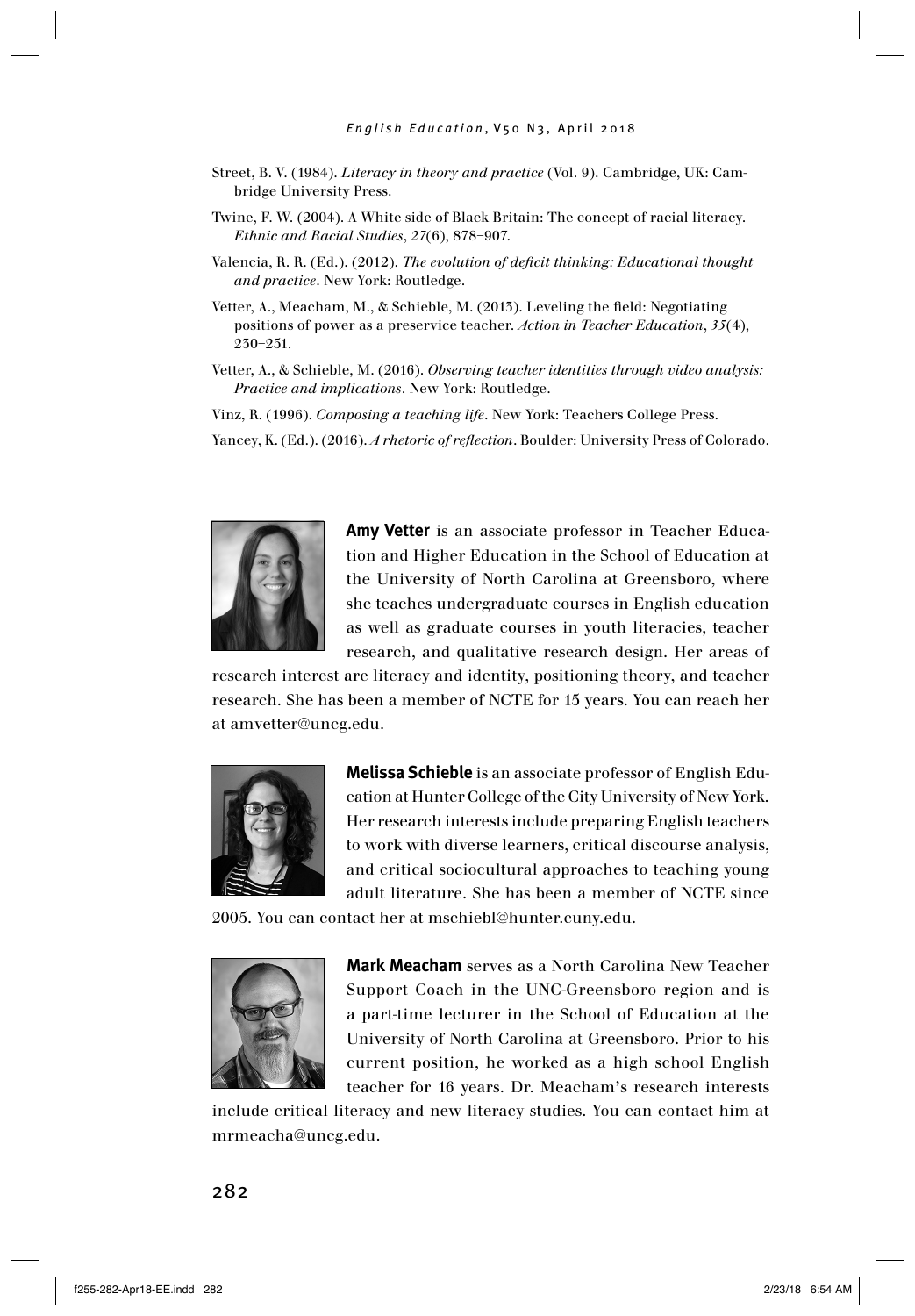Street, B. V. (1984). *Literacy in theory and practice* (Vol. 9). Cambridge, UK: Cambridge University Press.

Twine, F. W. (2004). A White side of Black Britain: The concept of racial literacy. *Ethnic and Racial Studies*, *27*(6), 878–907.

Valencia, R. R. (Ed.). (2012). *The evolution of deficit thinking: Educational thought and practice*. New York: Routledge.

Vetter, A., Meacham, M., & Schieble, M. (2013). Leveling the field: Negotiating positions of power as a preservice teacher. *Action in Teacher Education*, *35*(4), 230–251.

Vetter, A., & Schieble, M. (2016). *Observing teacher identities through video analysis: Practice and implications*. New York: Routledge.

Vinz, R. (1996). *Composing a teaching life*. New York: Teachers College Press.

Yancey, K. (Ed.). (2016). *A rhetoric of reflection*. Boulder: University Press of Colorado.

**Amy Vetter** is an associate professor in Teacher Education and Higher Education in the School of Education at the University of North Carolina at Greensboro, where she teaches undergraduate courses in English education as well as graduate courses in youth literacies, teacher research, and qualitative research design. Her areas of research interest are literacy and identity, positioning theory, and teacher research. She has been a member of NCTE for 15 years. You can reach her at amvetter@uncg.edu.

**Melissa Schieble** is an associate professor of English Education at Hunter College of the City University of New York. Her research interests include preparing English teachers to work with diverse learners, critical discourse analysis, and critical sociocultural approaches to teaching young adult literature. She has been a member of NCTE since 2005. You can contact her at mschiebl@hunter.cuny.edu.

**Mark Meacham** serves as a North Carolina New Teacher Support Coach in the UNC-Greensboro region and is a part-time lecturer in the School of Education at the University of North Carolina at Greensboro. Prior to his current position, he worked as a high school English teacher for 16 years. Dr. Meacham's research interests include critical literacy and new literacy studies. You can contact him at mrmeacha@uncg.edu.